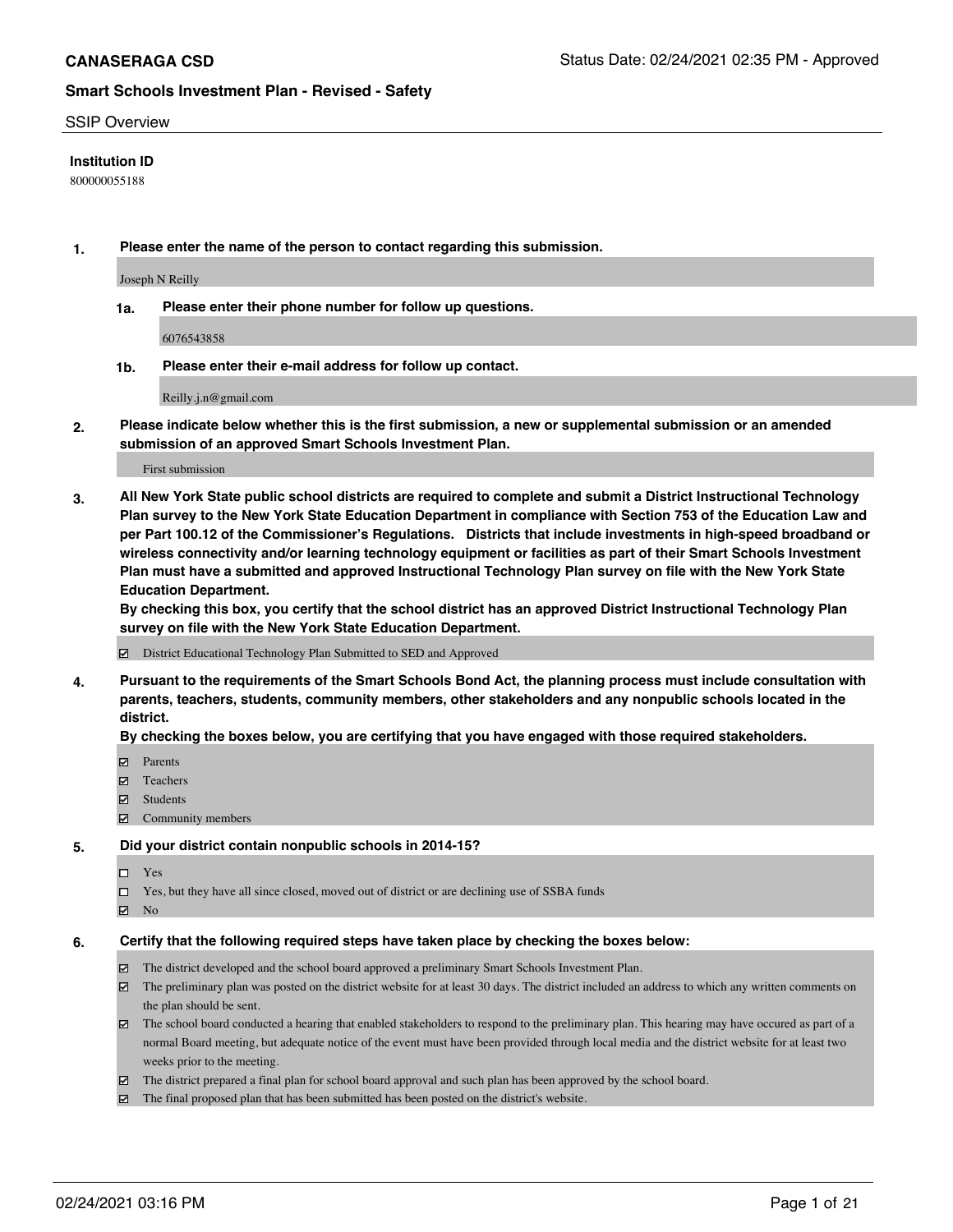**CANASERAGA CSD**

Status Date: 02/24/2021 02:35 PM - Approved

## Smart Schools Investment Plan - Revised - Safety

SSIP Overview

**Institution ID**

800000055188

**1. Please enter the name of the person to contact regarding this submission.**

Joseph N Reilly

**1a. Please enter their phone number for follow up questions.**

6076543858

**1b. Please enter their e-mail address for follow up contact.**

Reilly.j.n@gmail.com

**2. Please indicate below whether this is the first submission, a new or supplemental submission or an amended submission of an approved Smart Schools Investment Plan.**

First submission

**3. All New York State public school districts are required to complete and submit a District Instructional Technology Plan survey to the New York State Education Department in compliance with Section 753 of the Education Law and per Part 100.12 of the Commissioner's Regulations. Districts that include investments in high-speed broadband or wireless connectivity and/or learning technology equipment or facilities as part of their Smart Schools Investment Plan must have a submitted and approved Instructional Technology Plan survey on file with the New York State Education Department.**
**By checking this box, you certify that the school district has an approved District Instructional Technology Plan survey on file with the New York State Education Department.**

- ☑ District Educational Technology Plan Submitted to SED and Approved

**4. Pursuant to the requirements of the Smart Schools Bond Act, the planning process must include consultation with parents, teachers, students, community members, other stakeholders and any nonpublic schools located in the district.**
**By checking the boxes below, you are certifying that you have engaged with those required stakeholders.**

- ☑ Parents
- ☑ Teachers
- ☑ Students
- ☑ Community members

**5. Did your district contain nonpublic schools in 2014-15?**

- ☐ Yes
- ☐ Yes, but they have all since closed, moved out of district or are declining use of SSBA funds
- ☑ No

**6. Certify that the following required steps have taken place by checking the boxes below:**

- ☑ The district developed and the school board approved a preliminary Smart Schools Investment Plan.
- ☑ The preliminary plan was posted on the district website for at least 30 days. The district included an address to which any written comments on the plan should be sent.
- ☑ The school board conducted a hearing that enabled stakeholders to respond to the preliminary plan. This hearing may have occured as part of a normal Board meeting, but adequate notice of the event must have been provided through local media and the district website for at least two weeks prior to the meeting.
- ☑ The district prepared a final plan for school board approval and such plan has been approved by the school board.
- ☑ The final proposed plan that has been submitted has been posted on the district's website.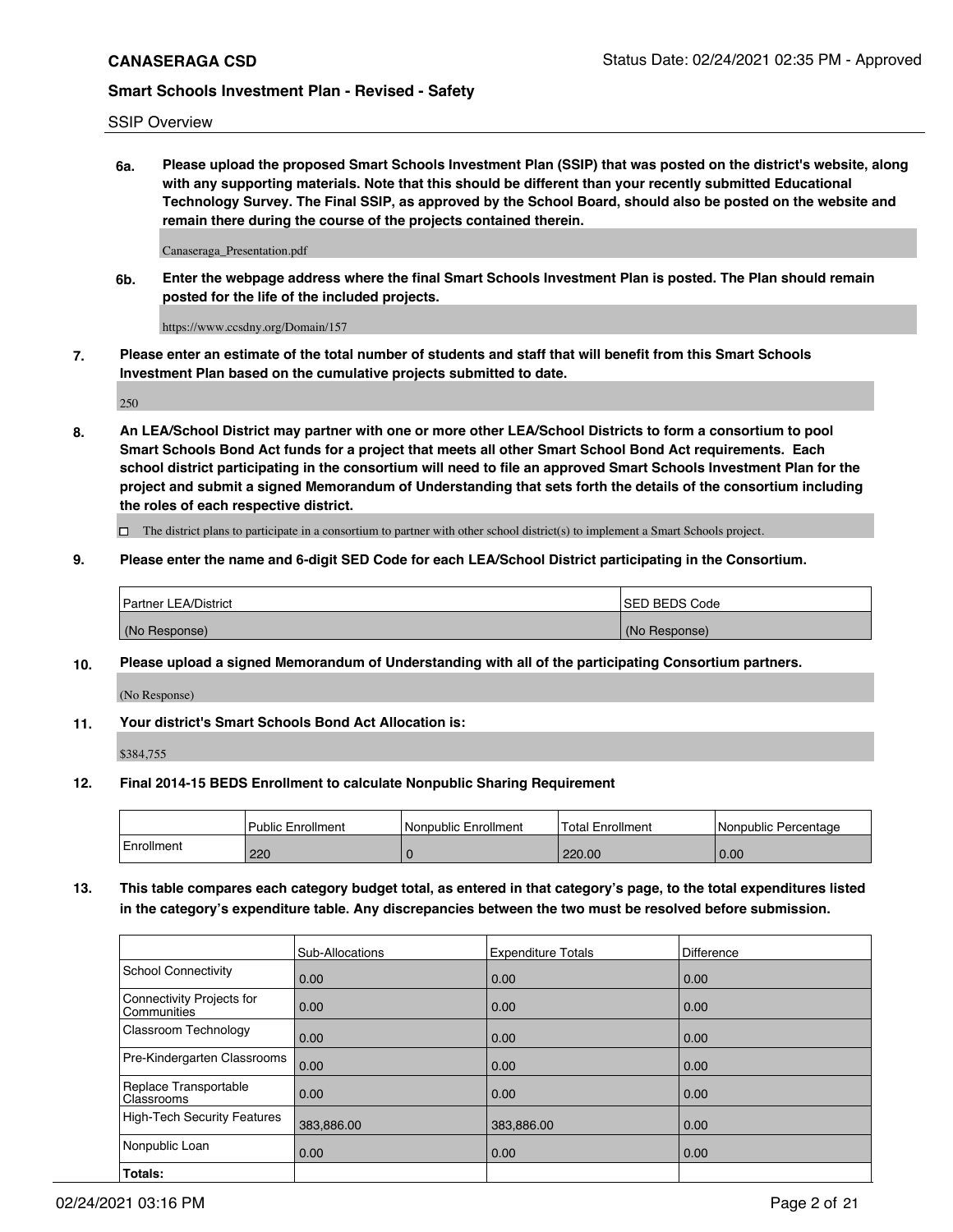SSIP Overview

**6a. Please upload the proposed Smart Schools Investment Plan (SSIP) that was posted on the district's website, along with any supporting materials. Note that this should be different than your recently submitted Educational Technology Survey. The Final SSIP, as approved by the School Board, should also be posted on the website and remain there during the course of the projects contained therein.**

Canaseraga_Presentation.pdf

**6b. Enter the webpage address where the final Smart Schools Investment Plan is posted. The Plan should remain posted for the life of the included projects.**

https://www.ccsdny.org/Domain/157

**7. Please enter an estimate of the total number of students and staff that will benefit from this Smart Schools Investment Plan based on the cumulative projects submitted to date.**

250

**8. An LEA/School District may partner with one or more other LEA/School Districts to form a consortium to pool Smart Schools Bond Act funds for a project that meets all other Smart School Bond Act requirements. Each school district participating in the consortium will need to file an approved Smart Schools Investment Plan for the project and submit a signed Memorandum of Understanding that sets forth the details of the consortium including the roles of each respective district.**

☐ The district plans to participate in a consortium to partner with other school district(s) to implement a Smart Schools project.

**9. Please enter the name and 6-digit SED Code for each LEA/School District participating in the Consortium.**

| Partner LEA/District | SED BEDS Code |
|---|---|
| (No Response) | (No Response) |

**10. Please upload a signed Memorandum of Understanding with all of the participating Consortium partners.**

(No Response)

**11. Your district's Smart Schools Bond Act Allocation is:**

$384,755

**12. Final 2014-15 BEDS Enrollment to calculate Nonpublic Sharing Requirement**

| | Public Enrollment | Nonpublic Enrollment | Total Enrollment | Nonpublic Percentage |
|---|---|---|---|---|
| Enrollment | 220 | 0 | 220.00 | 0.00 |

**13. This table compares each category budget total, as entered in that category's page, to the total expenditures listed in the category's expenditure table. Any discrepancies between the two must be resolved before submission.**

| | Sub-Allocations | Expenditure Totals | Difference |
|---|---|---|---|
| School Connectivity | 0.00 | 0.00 | 0.00 |
| Connectivity Projects for Communities | 0.00 | 0.00 | 0.00 |
| Classroom Technology | 0.00 | 0.00 | 0.00 |
| Pre-Kindergarten Classrooms | 0.00 | 0.00 | 0.00 |
| Replace Transportable Classrooms | 0.00 | 0.00 | 0.00 |
| High-Tech Security Features | 383,886.00 | 383,886.00 | 0.00 |
| Nonpublic Loan | 0.00 | 0.00 | 0.00 |
| **Totals:** | | | |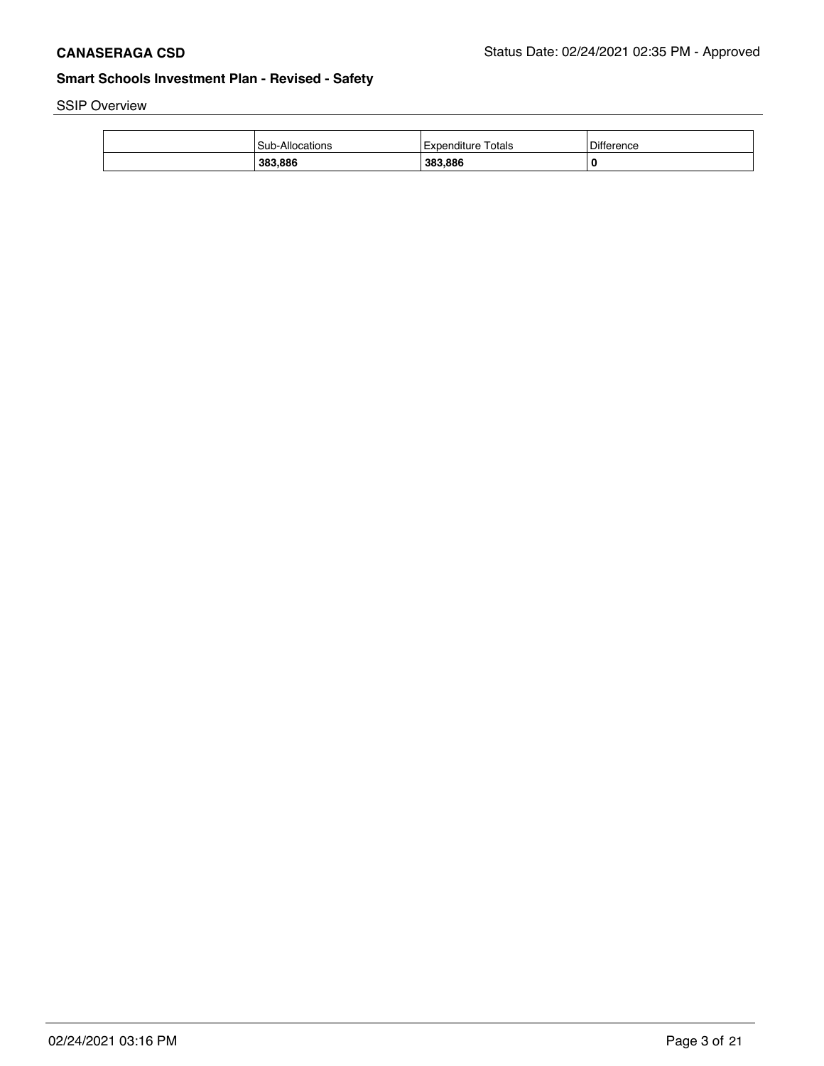SSIP Overview

| | Sub-Allocations | Expenditure Totals | Difference |
|---|---|---|---|
| | **383,886** | **383,886** | **0** |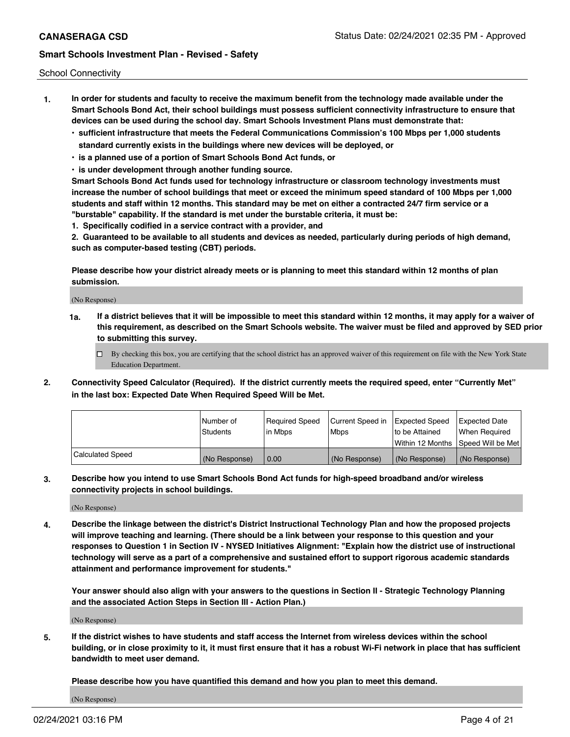School Connectivity

1. **In order for students and faculty to receive the maximum benefit from the technology made available under the Smart Schools Bond Act, their school buildings must possess sufficient connectivity infrastructure to ensure that devices can be used during the school day. Smart Schools Investment Plans must demonstrate that:**
   - **sufficient infrastructure that meets the Federal Communications Commission's 100 Mbps per 1,000 students standard currently exists in the buildings where new devices will be deployed, or**
   - **is a planned use of a portion of Smart Schools Bond Act funds, or**
   - **is under development through another funding source.**

   **Smart Schools Bond Act funds used for technology infrastructure or classroom technology investments must increase the number of school buildings that meet or exceed the minimum speed standard of 100 Mbps per 1,000 students and staff within 12 months. This standard may be met on either a contracted 24/7 firm service or a "burstable" capability. If the standard is met under the burstable criteria, it must be:**

   **1. Specifically codified in a service contract with a provider, and**

   **2. Guaranteed to be available to all students and devices as needed, particularly during periods of high demand, such as computer-based testing (CBT) periods.**

   **Please describe how your district already meets or is planning to meet this standard within 12 months of plan submission.**

   (No Response)

   **1a. If a district believes that it will be impossible to meet this standard within 12 months, it may apply for a waiver of this requirement, as described on the Smart Schools website. The waiver must be filed and approved by SED prior to submitting this survey.**

   ☐ By checking this box, you are certifying that the school district has an approved waiver of this requirement on file with the New York State Education Department.

2. **Connectivity Speed Calculator (Required). If the district currently meets the required speed, enter "Currently Met" in the last box: Expected Date When Required Speed Will be Met.**

| | Number of Students | Required Speed in Mbps | Current Speed in Mbps | Expected Speed to be Attained Within 12 Months | Expected Date When Required Speed Will be Met |
|---|---|---|---|---|---|
| Calculated Speed | (No Response) | 0.00 | (No Response) | (No Response) | (No Response) |

3. **Describe how you intend to use Smart Schools Bond Act funds for high-speed broadband and/or wireless connectivity projects in school buildings.**

   (No Response)

4. **Describe the linkage between the district's District Instructional Technology Plan and how the proposed projects will improve teaching and learning. (There should be a link between your response to this question and your responses to Question 1 in Section IV - NYSED Initiatives Alignment: "Explain how the district use of instructional technology will serve as a part of a comprehensive and sustained effort to support rigorous academic standards attainment and performance improvement for students."**

   **Your answer should also align with your answers to the questions in Section II - Strategic Technology Planning and the associated Action Steps in Section III - Action Plan.)**

   (No Response)

5. **If the district wishes to have students and staff access the Internet from wireless devices within the school building, or in close proximity to it, it must first ensure that it has a robust Wi-Fi network in place that has sufficient bandwidth to meet user demand.**

   **Please describe how you have quantified this demand and how you plan to meet this demand.**

   (No Response)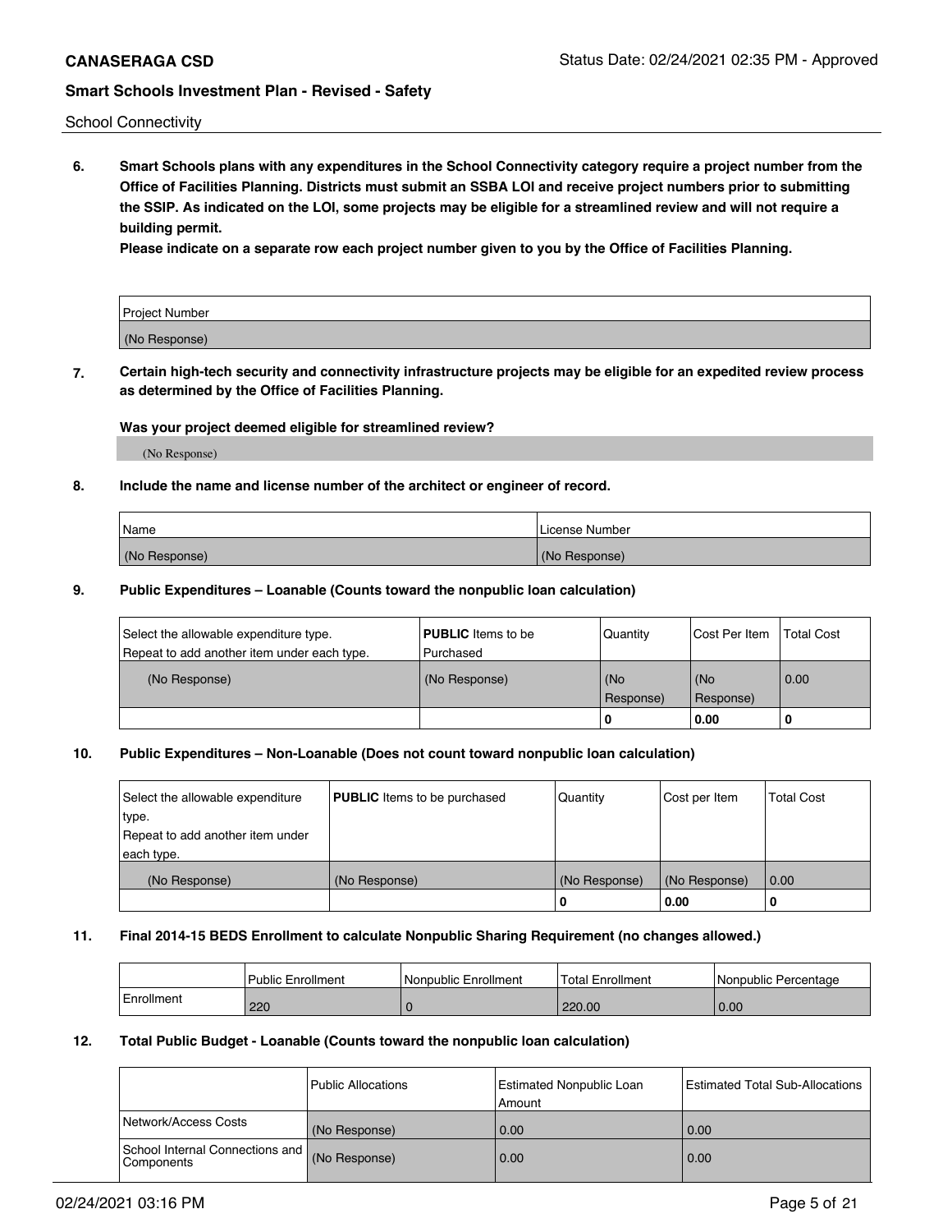School Connectivity

**6. Smart Schools plans with any expenditures in the School Connectivity category require a project number from the Office of Facilities Planning. Districts must submit an SSBA LOI and receive project numbers prior to submitting the SSIP. As indicated on the LOI, some projects may be eligible for a streamlined review and will not require a building permit.**

**Please indicate on a separate row each project number given to you by the Office of Facilities Planning.**

| Project Number |
|---|
| (No Response) |

**7. Certain high-tech security and connectivity infrastructure projects may be eligible for an expedited review process as determined by the Office of Facilities Planning.**

**Was your project deemed eligible for streamlined review?**

(No Response)

**8. Include the name and license number of the architect or engineer of record.**

| Name | License Number |
|---|---|
| (No Response) | (No Response) |

**9. Public Expenditures – Loanable (Counts toward the nonpublic loan calculation)**

| Select the allowable expenditure type. Repeat to add another item under each type. | **PUBLIC** Items to be Purchased | Quantity | Cost Per Item | Total Cost |
|---|---|---|---|---|
| (No Response) | (No Response) | (No Response) | (No Response) | 0.00 |
| | | 0 | 0.00 | 0 |

**10. Public Expenditures – Non-Loanable (Does not count toward nonpublic loan calculation)**

| Select the allowable expenditure type. Repeat to add another item under each type. | **PUBLIC** Items to be purchased | Quantity | Cost per Item | Total Cost |
|---|---|---|---|---|
| (No Response) | (No Response) | (No Response) | (No Response) | 0.00 |
| | | 0 | 0.00 | 0 |

**11. Final 2014-15 BEDS Enrollment to calculate Nonpublic Sharing Requirement (no changes allowed.)**

| | Public Enrollment | Nonpublic Enrollment | Total Enrollment | Nonpublic Percentage |
|---|---|---|---|---|
| Enrollment | 220 | 0 | 220.00 | 0.00 |

**12. Total Public Budget - Loanable (Counts toward the nonpublic loan calculation)**

| | Public Allocations | Estimated Nonpublic Loan Amount | Estimated Total Sub-Allocations |
|---|---|---|---|
| Network/Access Costs | (No Response) | 0.00 | 0.00 |
| School Internal Connections and Components | (No Response) | 0.00 | 0.00 |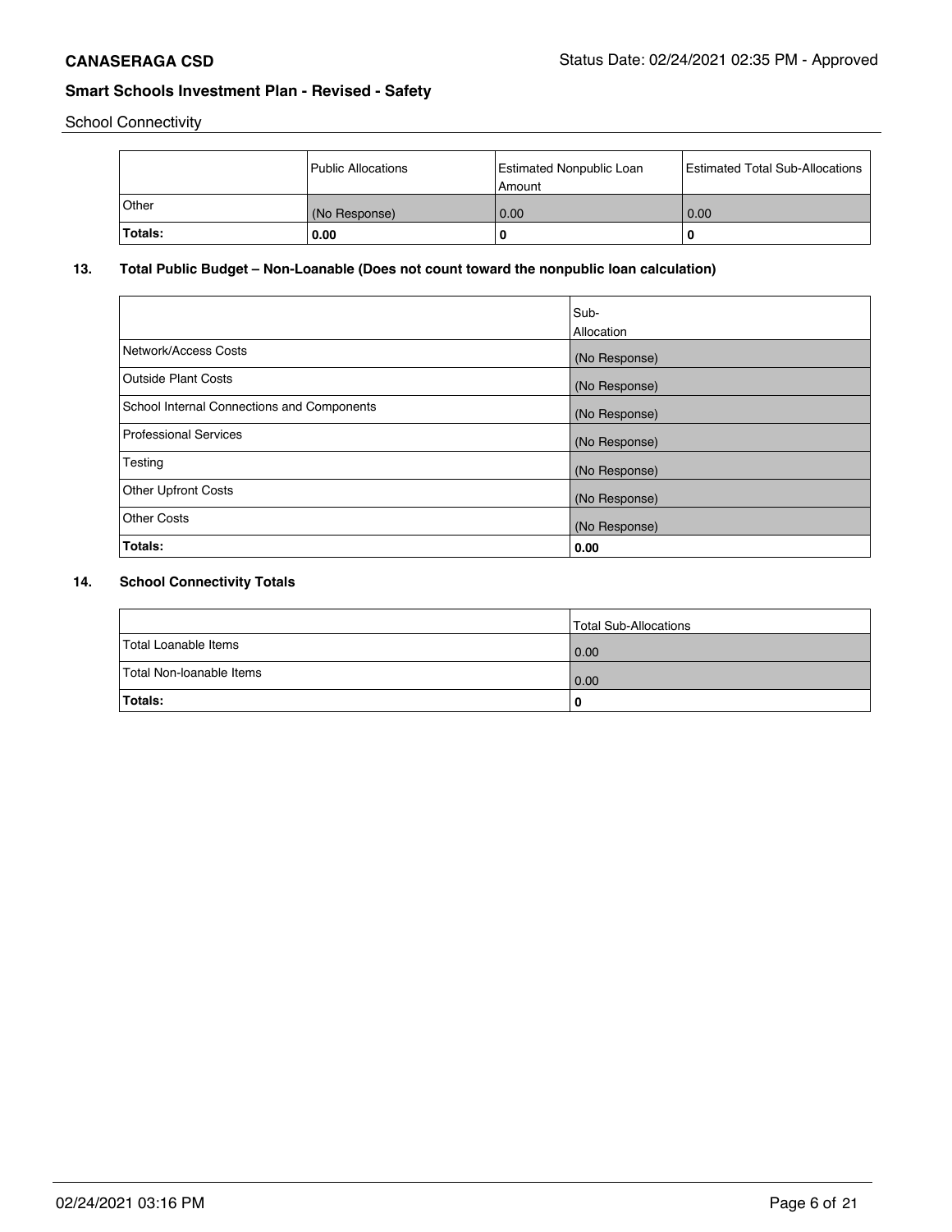School Connectivity

| | Public Allocations | Estimated Nonpublic Loan Amount | Estimated Total Sub-Allocations |
|---|---|---|---|
| Other | (No Response) | 0.00 | 0.00 |
| **Totals:** | **0.00** | **0** | **0** |

### 13. Total Public Budget – Non-Loanable (Does not count toward the nonpublic loan calculation)

| | Sub-Allocation |
|---|---|
| Network/Access Costs | (No Response) |
| Outside Plant Costs | (No Response) |
| School Internal Connections and Components | (No Response) |
| Professional Services | (No Response) |
| Testing | (No Response) |
| Other Upfront Costs | (No Response) |
| Other Costs | (No Response) |
| **Totals:** | **0.00** |

### 14. School Connectivity Totals

| | Total Sub-Allocations |
|---|---|
| Total Loanable Items | 0.00 |
| Total Non-loanable Items | 0.00 |
| **Totals:** | **0** |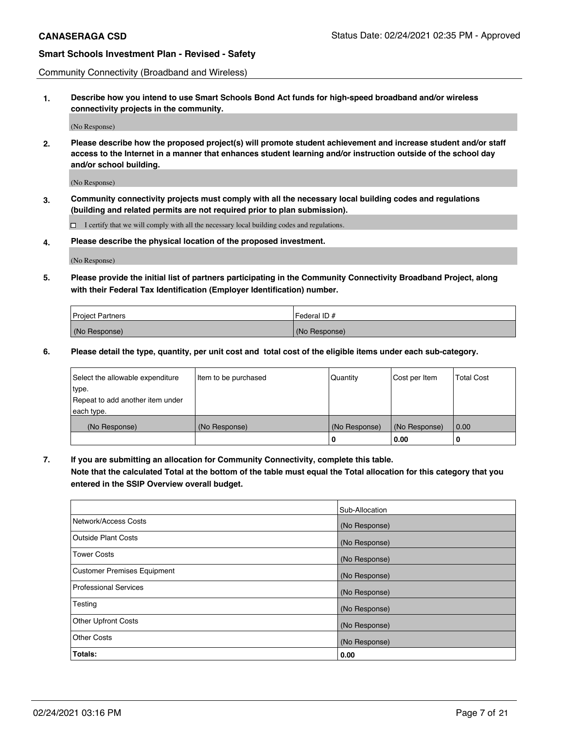Community Connectivity (Broadband and Wireless)

**1. Describe how you intend to use Smart Schools Bond Act funds for high-speed broadband and/or wireless connectivity projects in the community.**

(No Response)

**2. Please describe how the proposed project(s) will promote student achievement and increase student and/or staff access to the Internet in a manner that enhances student learning and/or instruction outside of the school day and/or school building.**

(No Response)

**3. Community connectivity projects must comply with all the necessary local building codes and regulations (building and related permits are not required prior to plan submission).**

☐ I certify that we will comply with all the necessary local building codes and regulations.

**4. Please describe the physical location of the proposed investment.**

(No Response)

**5. Please provide the initial list of partners participating in the Community Connectivity Broadband Project, along with their Federal Tax Identification (Employer Identification) number.**

| Project Partners | Federal ID # |
|---|---|
| (No Response) | (No Response) |

**6. Please detail the type, quantity, per unit cost and total cost of the eligible items under each sub-category.**

| Select the allowable expenditure type. Repeat to add another item under each type. | Item to be purchased | Quantity | Cost per Item | Total Cost |
|---|---|---|---|---|
| (No Response) | (No Response) | (No Response) | (No Response) | 0.00 |
| | | 0 | 0.00 | 0 |

**7. If you are submitting an allocation for Community Connectivity, complete this table. Note that the calculated Total at the bottom of the table must equal the Total allocation for this category that you entered in the SSIP Overview overall budget.**

| | Sub-Allocation |
|---|---|
| Network/Access Costs | (No Response) |
| Outside Plant Costs | (No Response) |
| Tower Costs | (No Response) |
| Customer Premises Equipment | (No Response) |
| Professional Services | (No Response) |
| Testing | (No Response) |
| Other Upfront Costs | (No Response) |
| Other Costs | (No Response) |
| **Totals:** | **0.00** |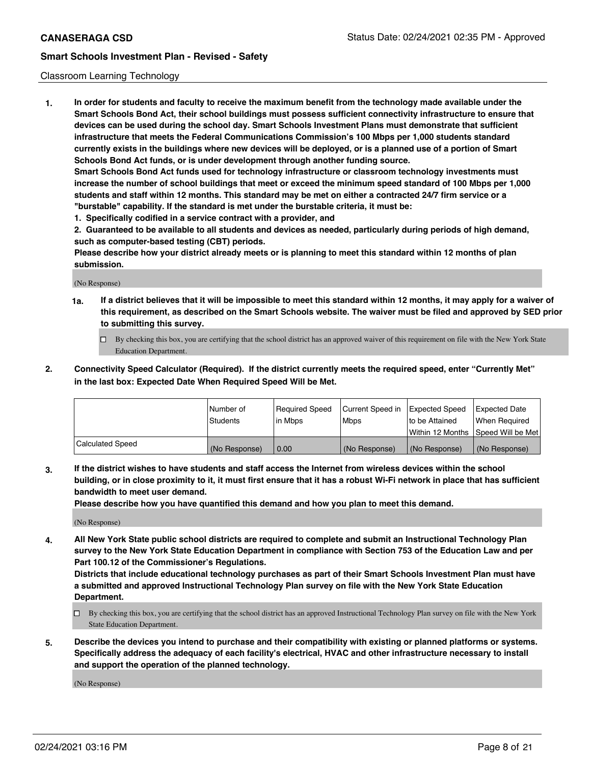Classroom Learning Technology

**1. In order for students and faculty to receive the maximum benefit from the technology made available under the Smart Schools Bond Act, their school buildings must possess sufficient connectivity infrastructure to ensure that devices can be used during the school day. Smart Schools Investment Plans must demonstrate that sufficient infrastructure that meets the Federal Communications Commission's 100 Mbps per 1,000 students standard currently exists in the buildings where new devices will be deployed, or is a planned use of a portion of Smart Schools Bond Act funds, or is under development through another funding source.**

**Smart Schools Bond Act funds used for technology infrastructure or classroom technology investments must increase the number of school buildings that meet or exceed the minimum speed standard of 100 Mbps per 1,000 students and staff within 12 months. This standard may be met on either a contracted 24/7 firm service or a "burstable" capability. If the standard is met under the burstable criteria, it must be:**

**1. Specifically codified in a service contract with a provider, and**

**2. Guaranteed to be available to all students and devices as needed, particularly during periods of high demand, such as computer-based testing (CBT) periods.**

**Please describe how your district already meets or is planning to meet this standard within 12 months of plan submission.**

(No Response)

**1a. If a district believes that it will be impossible to meet this standard within 12 months, it may apply for a waiver of this requirement, as described on the Smart Schools website. The waiver must be filed and approved by SED prior to submitting this survey.**

- ☐ By checking this box, you are certifying that the school district has an approved waiver of this requirement on file with the New York State Education Department.

**2. Connectivity Speed Calculator (Required). If the district currently meets the required speed, enter "Currently Met" in the last box: Expected Date When Required Speed Will be Met.**

| | Number of Students | Required Speed in Mbps | Current Speed in Mbps | Expected Speed to be Attained Within 12 Months | Expected Date When Required Speed Will be Met |
|---|---|---|---|---|---|
| Calculated Speed | (No Response) | 0.00 | (No Response) | (No Response) | (No Response) |

**3. If the district wishes to have students and staff access the Internet from wireless devices within the school building, or in close proximity to it, it must first ensure that it has a robust Wi-Fi network in place that has sufficient bandwidth to meet user demand.**

**Please describe how you have quantified this demand and how you plan to meet this demand.**

(No Response)

**4. All New York State public school districts are required to complete and submit an Instructional Technology Plan survey to the New York State Education Department in compliance with Section 753 of the Education Law and per Part 100.12 of the Commissioner's Regulations.**

**Districts that include educational technology purchases as part of their Smart Schools Investment Plan must have a submitted and approved Instructional Technology Plan survey on file with the New York State Education Department.**

- ☐ By checking this box, you are certifying that the school district has an approved Instructional Technology Plan survey on file with the New York State Education Department.

**5. Describe the devices you intend to purchase and their compatibility with existing or planned platforms or systems. Specifically address the adequacy of each facility's electrical, HVAC and other infrastructure necessary to install and support the operation of the planned technology.**

(No Response)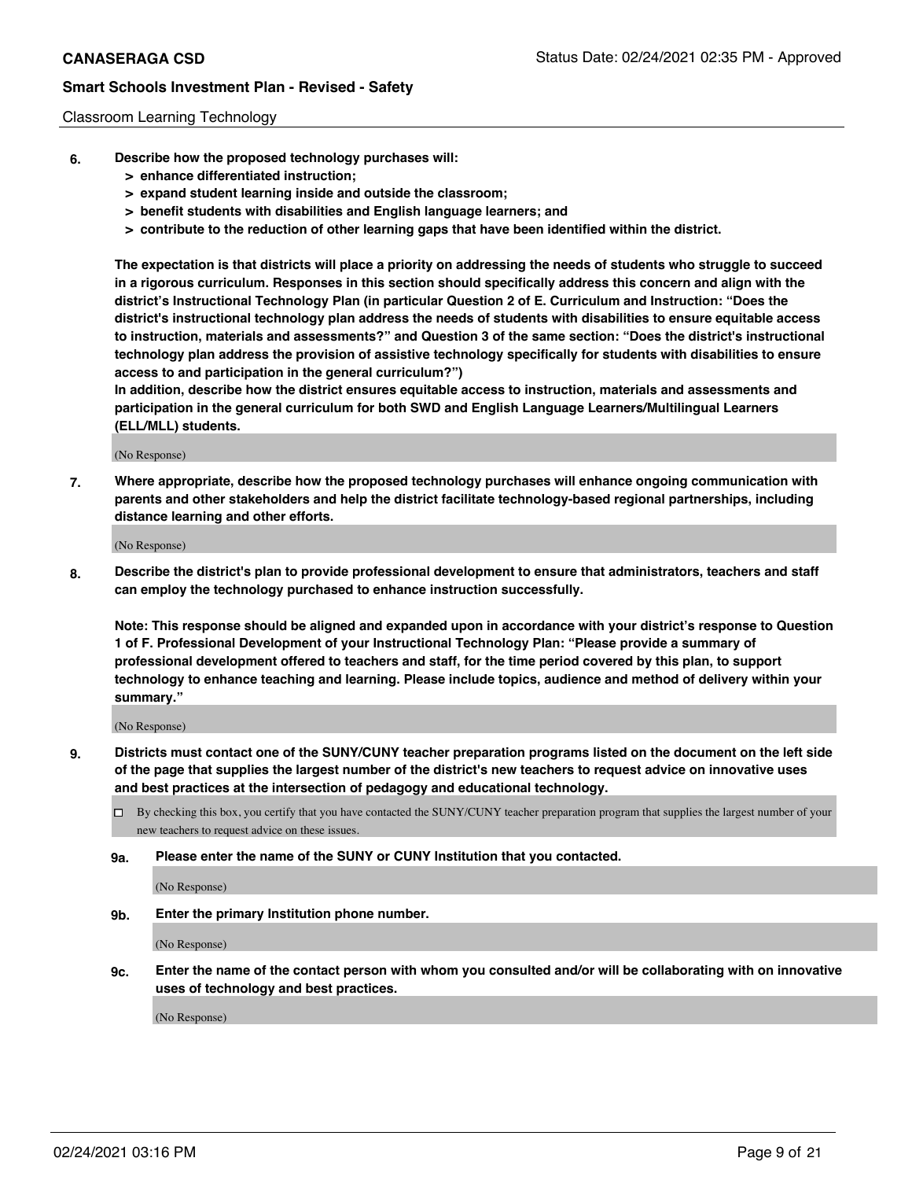Classroom Learning Technology

6. **Describe how the proposed technology purchases will:**
   - **> enhance differentiated instruction;**
   - **> expand student learning inside and outside the classroom;**
   - **> benefit students with disabilities and English language learners; and**
   - **> contribute to the reduction of other learning gaps that have been identified within the district.**

   **The expectation is that districts will place a priority on addressing the needs of students who struggle to succeed in a rigorous curriculum. Responses in this section should specifically address this concern and align with the district's Instructional Technology Plan (in particular Question 2 of E. Curriculum and Instruction: "Does the district's instructional technology plan address the needs of students with disabilities to ensure equitable access to instruction, materials and assessments?" and Question 3 of the same section: "Does the district's instructional technology plan address the provision of assistive technology specifically for students with disabilities to ensure access to and participation in the general curriculum?")**

   **In addition, describe how the district ensures equitable access to instruction, materials and assessments and participation in the general curriculum for both SWD and English Language Learners/Multilingual Learners (ELL/MLL) students.**

   (No Response)

7. **Where appropriate, describe how the proposed technology purchases will enhance ongoing communication with parents and other stakeholders and help the district facilitate technology-based regional partnerships, including distance learning and other efforts.**

   (No Response)

8. **Describe the district's plan to provide professional development to ensure that administrators, teachers and staff can employ the technology purchased to enhance instruction successfully.**

   **Note: This response should be aligned and expanded upon in accordance with your district's response to Question 1 of F. Professional Development of your Instructional Technology Plan: "Please provide a summary of professional development offered to teachers and staff, for the time period covered by this plan, to support technology to enhance teaching and learning. Please include topics, audience and method of delivery within your summary."**

   (No Response)

9. **Districts must contact one of the SUNY/CUNY teacher preparation programs listed on the document on the left side of the page that supplies the largest number of the district's new teachers to request advice on innovative uses and best practices at the intersection of pedagogy and educational technology.**

   ☐ By checking this box, you certify that you have contacted the SUNY/CUNY teacher preparation program that supplies the largest number of your new teachers to request advice on these issues.

   **9a. Please enter the name of the SUNY or CUNY Institution that you contacted.**

   (No Response)

   **9b. Enter the primary Institution phone number.**

   (No Response)

   **9c. Enter the name of the contact person with whom you consulted and/or will be collaborating with on innovative uses of technology and best practices.**

   (No Response)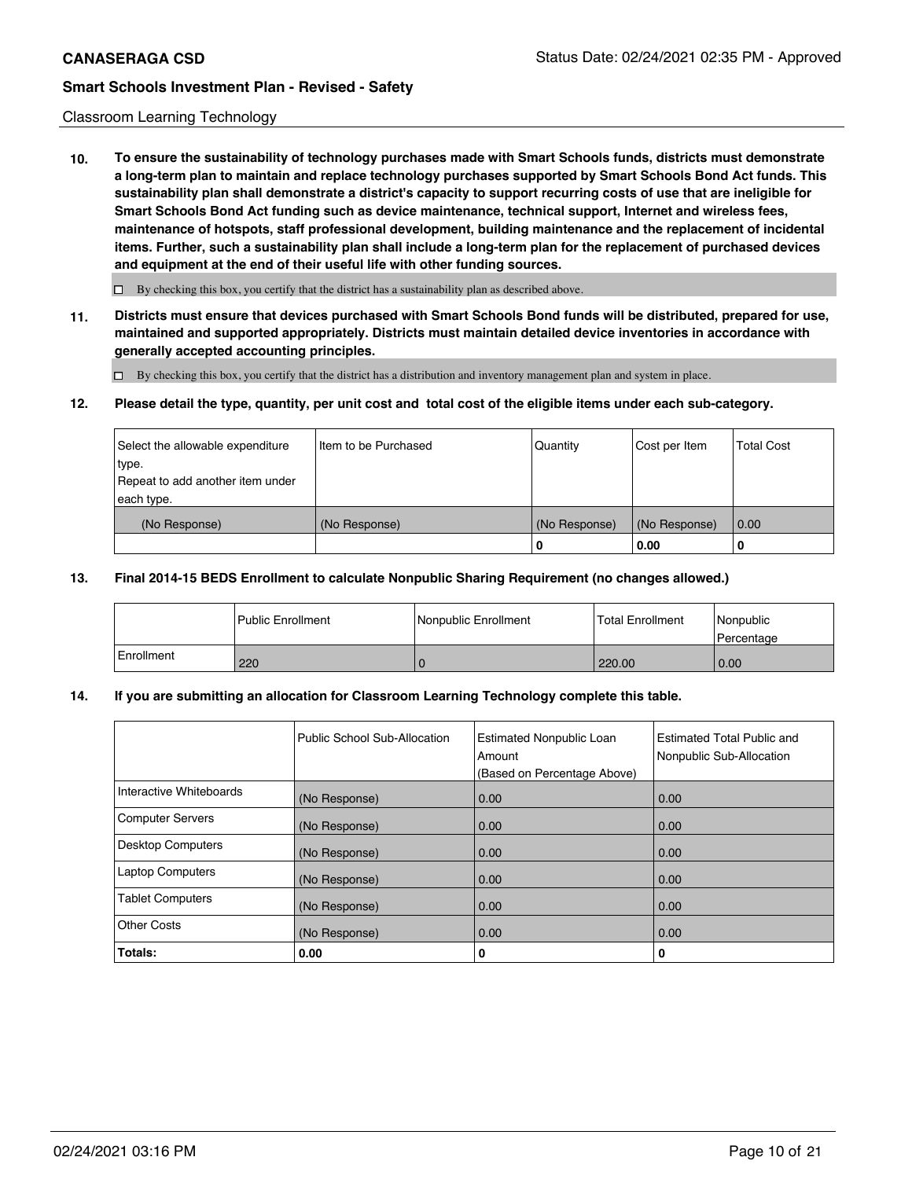Classroom Learning Technology

**10. To ensure the sustainability of technology purchases made with Smart Schools funds, districts must demonstrate a long-term plan to maintain and replace technology purchases supported by Smart Schools Bond Act funds. This sustainability plan shall demonstrate a district's capacity to support recurring costs of use that are ineligible for Smart Schools Bond Act funding such as device maintenance, technical support, Internet and wireless fees, maintenance of hotspots, staff professional development, building maintenance and the replacement of incidental items. Further, such a sustainability plan shall include a long-term plan for the replacement of purchased devices and equipment at the end of their useful life with other funding sources.**

☐ By checking this box, you certify that the district has a sustainability plan as described above.

**11. Districts must ensure that devices purchased with Smart Schools Bond funds will be distributed, prepared for use, maintained and supported appropriately. Districts must maintain detailed device inventories in accordance with generally accepted accounting principles.**

☐ By checking this box, you certify that the district has a distribution and inventory management plan and system in place.

**12. Please detail the type, quantity, per unit cost and total cost of the eligible items under each sub-category.**

| Select the allowable expenditure type. Repeat to add another item under each type. | Item to be Purchased | Quantity | Cost per Item | Total Cost |
|---|---|---|---|---|
| (No Response) | (No Response) | (No Response) | (No Response) | 0.00 |
| | | 0 | 0.00 | 0 |

**13. Final 2014-15 BEDS Enrollment to calculate Nonpublic Sharing Requirement (no changes allowed.)**

| | Public Enrollment | Nonpublic Enrollment | Total Enrollment | Nonpublic Percentage |
|---|---|---|---|---|
| Enrollment | 220 | 0 | 220.00 | 0.00 |

**14. If you are submitting an allocation for Classroom Learning Technology complete this table.**

| | Public School Sub-Allocation | Estimated Nonpublic Loan Amount (Based on Percentage Above) | Estimated Total Public and Nonpublic Sub-Allocation |
|---|---|---|---|
| Interactive Whiteboards | (No Response) | 0.00 | 0.00 |
| Computer Servers | (No Response) | 0.00 | 0.00 |
| Desktop Computers | (No Response) | 0.00 | 0.00 |
| Laptop Computers | (No Response) | 0.00 | 0.00 |
| Tablet Computers | (No Response) | 0.00 | 0.00 |
| Other Costs | (No Response) | 0.00 | 0.00 |
| **Totals:** | 0.00 | 0 | 0 |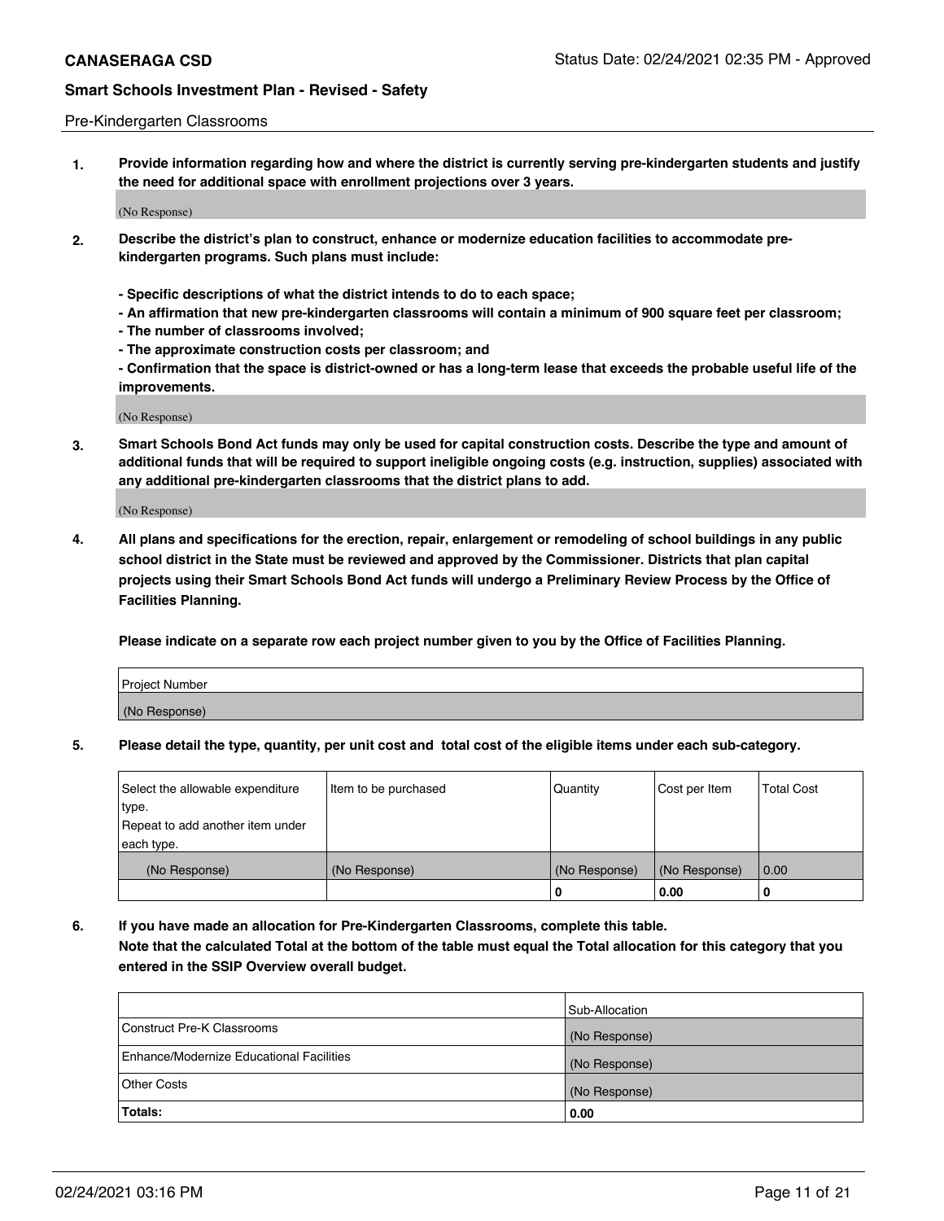Pre-Kindergarten Classrooms

1. **Provide information regarding how and where the district is currently serving pre-kindergarten students and justify the need for additional space with enrollment projections over 3 years.**

(No Response)

2. **Describe the district's plan to construct, enhance or modernize education facilities to accommodate pre-kindergarten programs. Such plans must include:**

   **- Specific descriptions of what the district intends to do to each space;**
   **- An affirmation that new pre-kindergarten classrooms will contain a minimum of 900 square feet per classroom;**
   **- The number of classrooms involved;**
   **- The approximate construction costs per classroom; and**
   **- Confirmation that the space is district-owned or has a long-term lease that exceeds the probable useful life of the improvements.**

(No Response)

3. **Smart Schools Bond Act funds may only be used for capital construction costs. Describe the type and amount of additional funds that will be required to support ineligible ongoing costs (e.g. instruction, supplies) associated with any additional pre-kindergarten classrooms that the district plans to add.**

(No Response)

4. **All plans and specifications for the erection, repair, enlargement or remodeling of school buildings in any public school district in the State must be reviewed and approved by the Commissioner. Districts that plan capital projects using their Smart Schools Bond Act funds will undergo a Preliminary Review Process by the Office of Facilities Planning.**

   **Please indicate on a separate row each project number given to you by the Office of Facilities Planning.**

| Project Number |
| --- |
| (No Response) |

5. **Please detail the type, quantity, per unit cost and total cost of the eligible items under each sub-category.**

| Select the allowable expenditure type. Repeat to add another item under each type. | Item to be purchased | Quantity | Cost per Item | Total Cost |
| --- | --- | --- | --- | --- |
| (No Response) | (No Response) | (No Response) | (No Response) | 0.00 |
| | | 0 | 0.00 | 0 |

6. **If you have made an allocation for Pre-Kindergarten Classrooms, complete this table. Note that the calculated Total at the bottom of the table must equal the Total allocation for this category that you entered in the SSIP Overview overall budget.**

| | Sub-Allocation |
| --- | --- |
| Construct Pre-K Classrooms | (No Response) |
| Enhance/Modernize Educational Facilities | (No Response) |
| Other Costs | (No Response) |
| **Totals:** | **0.00** |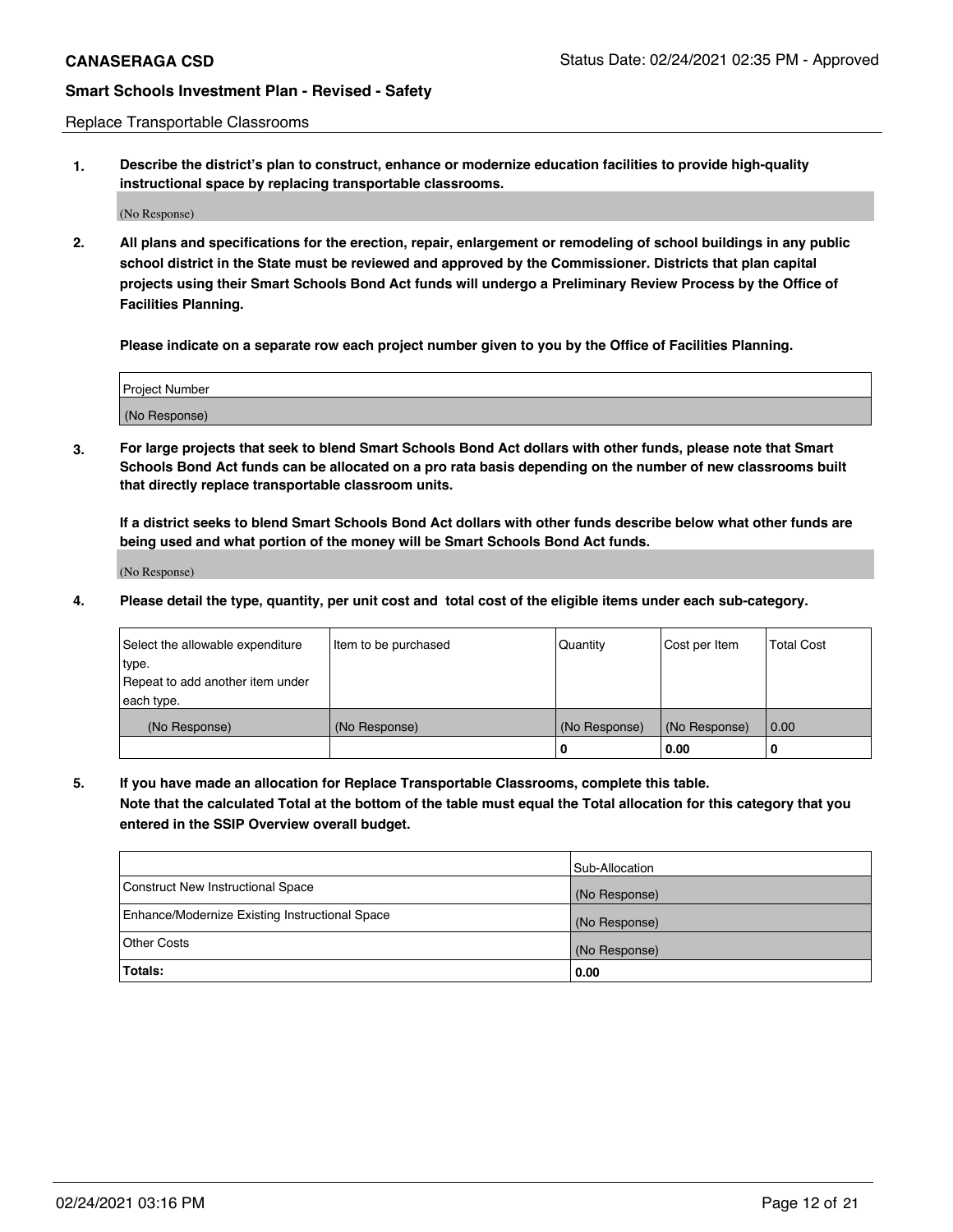Replace Transportable Classrooms

**1. Describe the district's plan to construct, enhance or modernize education facilities to provide high-quality instructional space by replacing transportable classrooms.**

(No Response)

**2. All plans and specifications for the erection, repair, enlargement or remodeling of school buildings in any public school district in the State must be reviewed and approved by the Commissioner. Districts that plan capital projects using their Smart Schools Bond Act funds will undergo a Preliminary Review Process by the Office of Facilities Planning.**

**Please indicate on a separate row each project number given to you by the Office of Facilities Planning.**

| Project Number |
|---|
| (No Response) |

**3. For large projects that seek to blend Smart Schools Bond Act dollars with other funds, please note that Smart Schools Bond Act funds can be allocated on a pro rata basis depending on the number of new classrooms built that directly replace transportable classroom units.**

**If a district seeks to blend Smart Schools Bond Act dollars with other funds describe below what other funds are being used and what portion of the money will be Smart Schools Bond Act funds.**

(No Response)

**4. Please detail the type, quantity, per unit cost and total cost of the eligible items under each sub-category.**

| Select the allowable expenditure type. Repeat to add another item under each type. | Item to be purchased | Quantity | Cost per Item | Total Cost |
|---|---|---|---|---|
| (No Response) | (No Response) | (No Response) | (No Response) | 0.00 |
| | | 0 | 0.00 | 0 |

**5. If you have made an allocation for Replace Transportable Classrooms, complete this table. Note that the calculated Total at the bottom of the table must equal the Total allocation for this category that you entered in the SSIP Overview overall budget.**

| | Sub-Allocation |
|---|---|
| Construct New Instructional Space | (No Response) |
| Enhance/Modernize Existing Instructional Space | (No Response) |
| Other Costs | (No Response) |
| **Totals:** | **0.00** |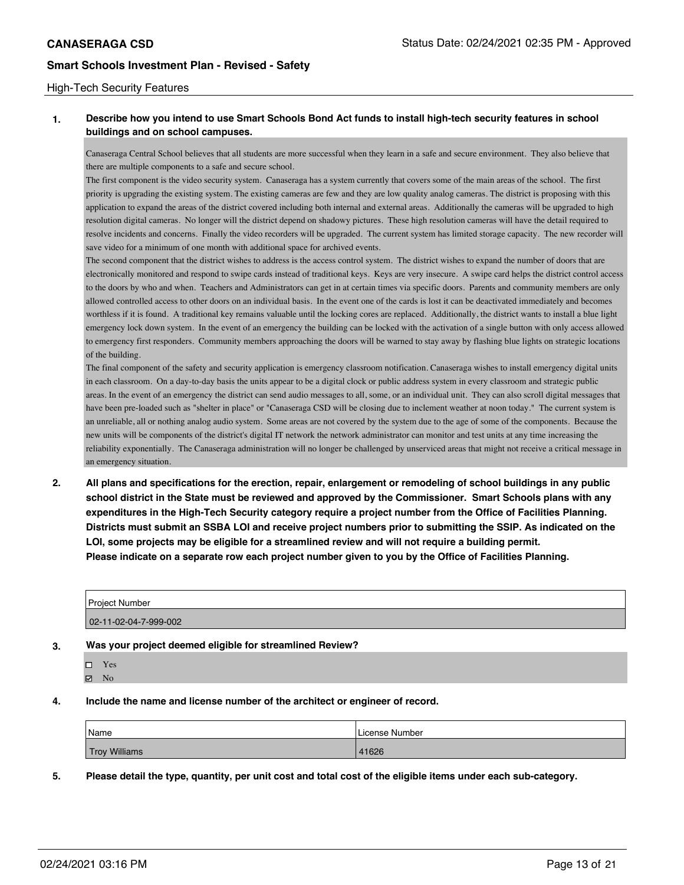## High-Tech Security Features

**1. Describe how you intend to use Smart Schools Bond Act funds to install high-tech security features in school buildings and on school campuses.**

Canaseraga Central School believes that all students are more successful when they learn in a safe and secure environment. They also believe that there are multiple components to a safe and secure school.

The first component is the video security system. Canaseraga has a system currently that covers some of the main areas of the school. The first priority is upgrading the existing system. The existing cameras are few and they are low quality analog cameras. The district is proposing with this application to expand the areas of the district covered including both internal and external areas. Additionally the cameras will be upgraded to high resolution digital cameras. No longer will the district depend on shadowy pictures. These high resolution cameras will have the detail required to resolve incidents and concerns. Finally the video recorders will be upgraded. The current system has limited storage capacity. The new recorder will save video for a minimum of one month with additional space for archived events.

The second component that the district wishes to address is the access control system. The district wishes to expand the number of doors that are electronically monitored and respond to swipe cards instead of traditional keys. Keys are very insecure. A swipe card helps the district control access to the doors by who and when. Teachers and Administrators can get in at certain times via specific doors. Parents and community members are only allowed controlled access to other doors on an individual basis. In the event one of the cards is lost it can be deactivated immediately and becomes worthless if it is found. A traditional key remains valuable until the locking cores are replaced. Additionally, the district wants to install a blue light emergency lock down system. In the event of an emergency the building can be locked with the activation of a single button with only access allowed to emergency first responders. Community members approaching the doors will be warned to stay away by flashing blue lights on strategic locations of the building.

The final component of the safety and security application is emergency classroom notification. Canaseraga wishes to install emergency digital units in each classroom. On a day-to-day basis the units appear to be a digital clock or public address system in every classroom and strategic public areas. In the event of an emergency the district can send audio messages to all, some, or an individual unit. They can also scroll digital messages that have been pre-loaded such as "shelter in place" or "Canaseraga CSD will be closing due to inclement weather at noon today." The current system is an unreliable, all or nothing analog audio system. Some areas are not covered by the system due to the age of some of the components. Because the new units will be components of the district's digital IT network the network administrator can monitor and test units at any time increasing the reliability exponentially. The Canaseraga administration will no longer be challenged by unserviced areas that might not receive a critical message in an emergency situation.

**2. All plans and specifications for the erection, repair, enlargement or remodeling of school buildings in any public school district in the State must be reviewed and approved by the Commissioner. Smart Schools plans with any expenditures in the High-Tech Security category require a project number from the Office of Facilities Planning. Districts must submit an SSBA LOI and receive project numbers prior to submitting the SSIP. As indicated on the LOI, some projects may be eligible for a streamlined review and will not require a building permit.**
**Please indicate on a separate row each project number given to you by the Office of Facilities Planning.**

| Project Number |
|---|
| 02-11-02-04-7-999-002 |

**3. Was your project deemed eligible for streamlined Review?**

- ☐ Yes
- ☑ No

**4. Include the name and license number of the architect or engineer of record.**

| Name | License Number |
|---|---|
| Troy Williams | 41626 |

**5. Please detail the type, quantity, per unit cost and total cost of the eligible items under each sub-category.**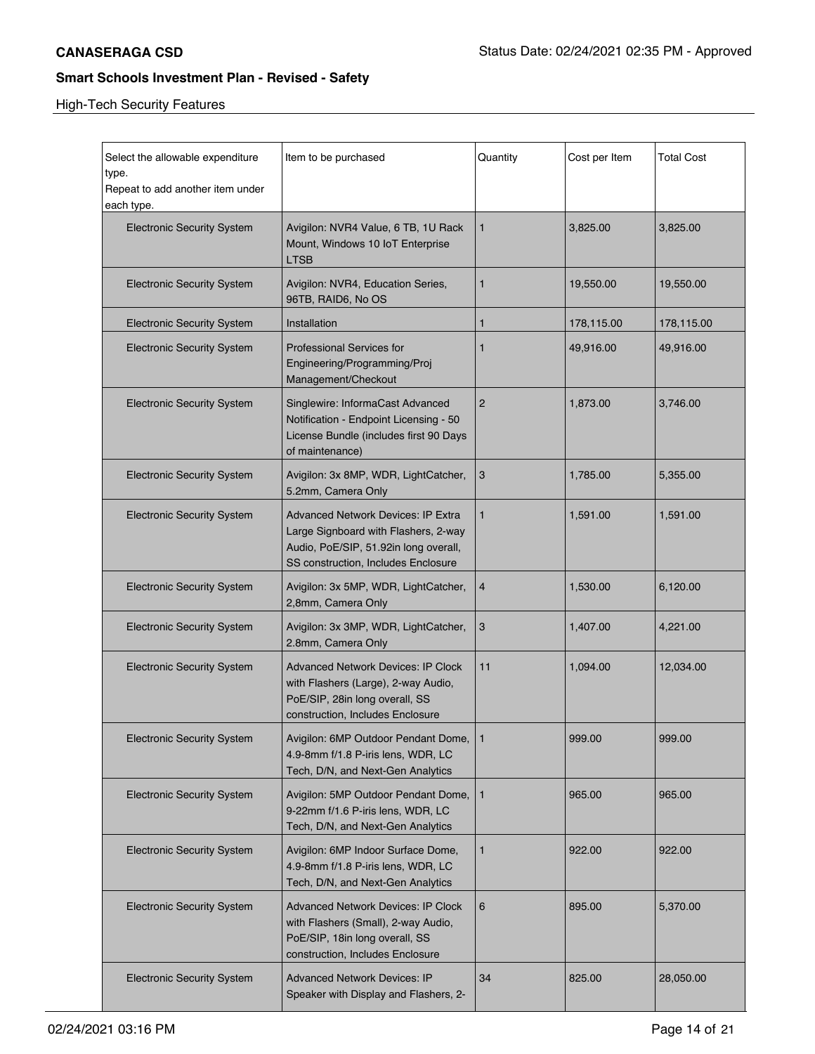## High-Tech Security Features

| Select the allowable expenditure type. Repeat to add another item under each type. | Item to be purchased | Quantity | Cost per Item | Total Cost |
|---|---|---|---|---|
| Electronic Security System | Avigilon: NVR4 Value, 6 TB, 1U Rack Mount, Windows 10 IoT Enterprise LTSB | 1 | 3,825.00 | 3,825.00 |
| Electronic Security System | Avigilon: NVR4, Education Series, 96TB, RAID6, No OS | 1 | 19,550.00 | 19,550.00 |
| Electronic Security System | Installation | 1 | 178,115.00 | 178,115.00 |
| Electronic Security System | Professional Services for Engineering/Programming/Proj Management/Checkout | 1 | 49,916.00 | 49,916.00 |
| Electronic Security System | Singlewire: InformaCast Advanced Notification - Endpoint Licensing - 50 License Bundle (includes first 90 Days of maintenance) | 2 | 1,873.00 | 3,746.00 |
| Electronic Security System | Avigilon: 3x 8MP, WDR, LightCatcher, 5.2mm, Camera Only | 3 | 1,785.00 | 5,355.00 |
| Electronic Security System | Advanced Network Devices: IP Extra Large Signboard with Flashers, 2-way Audio, PoE/SIP, 51.92in long overall, SS construction, Includes Enclosure | 1 | 1,591.00 | 1,591.00 |
| Electronic Security System | Avigilon: 3x 5MP, WDR, LightCatcher, 2,8mm, Camera Only | 4 | 1,530.00 | 6,120.00 |
| Electronic Security System | Avigilon: 3x 3MP, WDR, LightCatcher, 2.8mm, Camera Only | 3 | 1,407.00 | 4,221.00 |
| Electronic Security System | Advanced Network Devices: IP Clock with Flashers (Large), 2-way Audio, PoE/SIP, 28in long overall, SS construction, Includes Enclosure | 11 | 1,094.00 | 12,034.00 |
| Electronic Security System | Avigilon: 6MP Outdoor Pendant Dome, 4.9-8mm f/1.8 P-iris lens, WDR, LC Tech, D/N, and Next-Gen Analytics | 1 | 999.00 | 999.00 |
| Electronic Security System | Avigilon: 5MP Outdoor Pendant Dome, 9-22mm f/1.6 P-iris lens, WDR, LC Tech, D/N, and Next-Gen Analytics | 1 | 965.00 | 965.00 |
| Electronic Security System | Avigilon: 6MP Indoor Surface Dome, 4.9-8mm f/1.8 P-iris lens, WDR, LC Tech, D/N, and Next-Gen Analytics | 1 | 922.00 | 922.00 |
| Electronic Security System | Advanced Network Devices: IP Clock with Flashers (Small), 2-way Audio, PoE/SIP, 18in long overall, SS construction, Includes Enclosure | 6 | 895.00 | 5,370.00 |
| Electronic Security System | Advanced Network Devices: IP Speaker with Display and Flashers, 2- | 34 | 825.00 | 28,050.00 |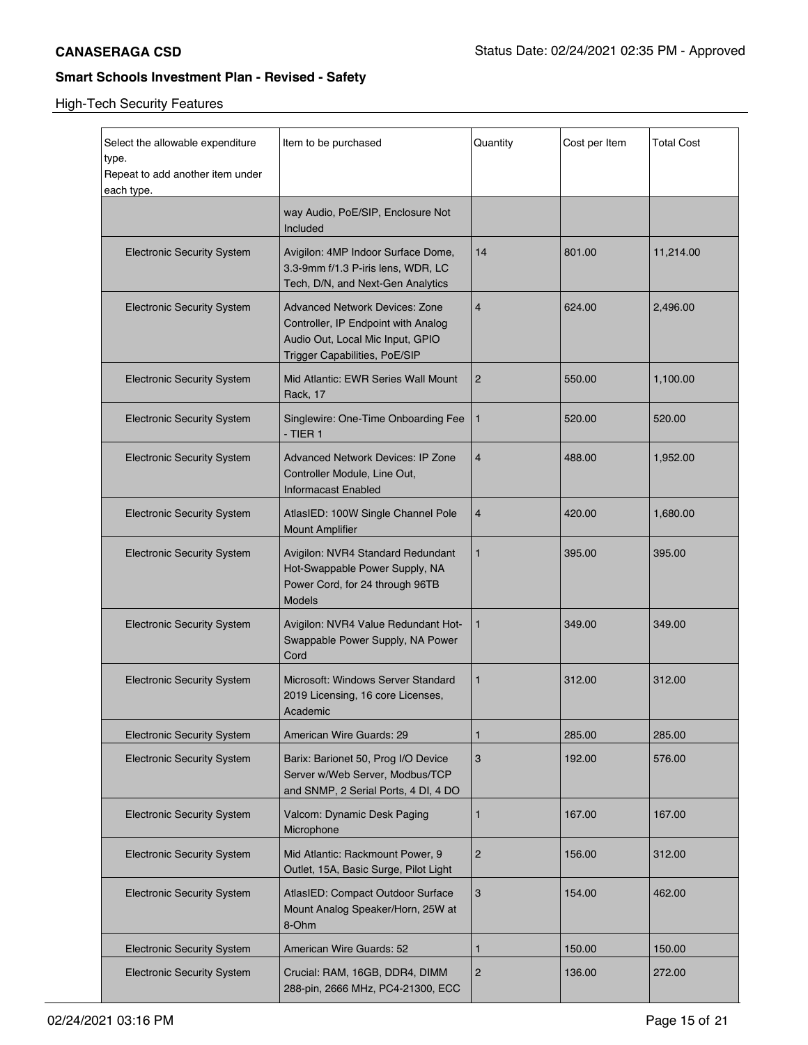High-Tech Security Features

| Select the allowable expenditure type. Repeat to add another item under each type. | Item to be purchased | Quantity | Cost per Item | Total Cost |
|---|---|---|---|---|
| | way Audio, PoE/SIP, Enclosure Not Included | | | |
| Electronic Security System | Avigilon: 4MP Indoor Surface Dome, 3.3-9mm f/1.3 P-iris lens, WDR, LC Tech, D/N, and Next-Gen Analytics | 14 | 801.00 | 11,214.00 |
| Electronic Security System | Advanced Network Devices: Zone Controller, IP Endpoint with Analog Audio Out, Local Mic Input, GPIO Trigger Capabilities, PoE/SIP | 4 | 624.00 | 2,496.00 |
| Electronic Security System | Mid Atlantic: EWR Series Wall Mount Rack, 17 | 2 | 550.00 | 1,100.00 |
| Electronic Security System | Singlewire: One-Time Onboarding Fee - TIER 1 | 1 | 520.00 | 520.00 |
| Electronic Security System | Advanced Network Devices: IP Zone Controller Module, Line Out, Informacast Enabled | 4 | 488.00 | 1,952.00 |
| Electronic Security System | AtlasIED: 100W Single Channel Pole Mount Amplifier | 4 | 420.00 | 1,680.00 |
| Electronic Security System | Avigilon: NVR4 Standard Redundant Hot-Swappable Power Supply, NA Power Cord, for 24 through 96TB Models | 1 | 395.00 | 395.00 |
| Electronic Security System | Avigilon: NVR4 Value Redundant Hot-Swappable Power Supply, NA Power Cord | 1 | 349.00 | 349.00 |
| Electronic Security System | Microsoft: Windows Server Standard 2019 Licensing, 16 core Licenses, Academic | 1 | 312.00 | 312.00 |
| Electronic Security System | American Wire Guards: 29 | 1 | 285.00 | 285.00 |
| Electronic Security System | Barix: Barionet 50, Prog I/O Device Server w/Web Server, Modbus/TCP and SNMP, 2 Serial Ports, 4 DI, 4 DO | 3 | 192.00 | 576.00 |
| Electronic Security System | Valcom: Dynamic Desk Paging Microphone | 1 | 167.00 | 167.00 |
| Electronic Security System | Mid Atlantic: Rackmount Power, 9 Outlet, 15A, Basic Surge, Pilot Light | 2 | 156.00 | 312.00 |
| Electronic Security System | AtlasIED: Compact Outdoor Surface Mount Analog Speaker/Horn, 25W at 8-Ohm | 3 | 154.00 | 462.00 |
| Electronic Security System | American Wire Guards: 52 | 1 | 150.00 | 150.00 |
| Electronic Security System | Crucial: RAM, 16GB, DDR4, DIMM 288-pin, 2666 MHz, PC4-21300, ECC | 2 | 136.00 | 272.00 |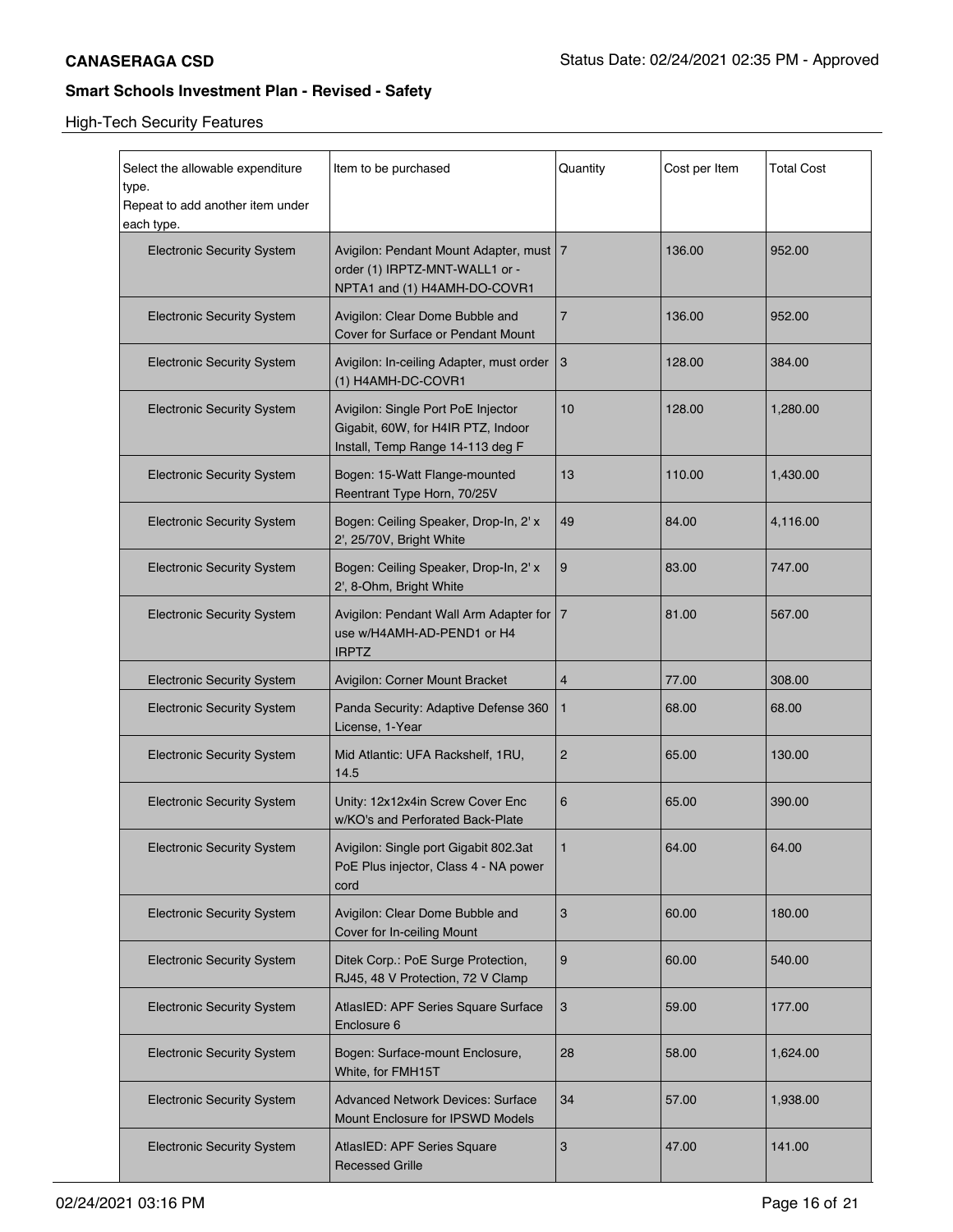High-Tech Security Features

| Select the allowable expenditure type. Repeat to add another item under each type. | Item to be purchased | Quantity | Cost per Item | Total Cost |
|---|---|---|---|---|
| Electronic Security System | Avigilon: Pendant Mount Adapter, must order (1) IRPTZ-MNT-WALL1 or -NPTA1 and (1) H4AMH-DO-COVR1 | 7 | 136.00 | 952.00 |
| Electronic Security System | Avigilon: Clear Dome Bubble and Cover for Surface or Pendant Mount | 7 | 136.00 | 952.00 |
| Electronic Security System | Avigilon: In-ceiling Adapter, must order (1) H4AMH-DC-COVR1 | 3 | 128.00 | 384.00 |
| Electronic Security System | Avigilon: Single Port PoE Injector Gigabit, 60W, for H4IR PTZ, Indoor Install, Temp Range 14-113 deg F | 10 | 128.00 | 1,280.00 |
| Electronic Security System | Bogen: 15-Watt Flange-mounted Reentrant Type Horn, 70/25V | 13 | 110.00 | 1,430.00 |
| Electronic Security System | Bogen: Ceiling Speaker, Drop-In, 2' x 2', 25/70V, Bright White | 49 | 84.00 | 4,116.00 |
| Electronic Security System | Bogen: Ceiling Speaker, Drop-In, 2' x 2', 8-Ohm, Bright White | 9 | 83.00 | 747.00 |
| Electronic Security System | Avigilon: Pendant Wall Arm Adapter for use w/H4AMH-AD-PEND1 or H4 IRPTZ | 7 | 81.00 | 567.00 |
| Electronic Security System | Avigilon: Corner Mount Bracket | 4 | 77.00 | 308.00 |
| Electronic Security System | Panda Security: Adaptive Defense 360 License, 1-Year | 1 | 68.00 | 68.00 |
| Electronic Security System | Mid Atlantic: UFA Rackshelf, 1RU, 14.5 | 2 | 65.00 | 130.00 |
| Electronic Security System | Unity: 12x12x4in Screw Cover Enc w/KO's and Perforated Back-Plate | 6 | 65.00 | 390.00 |
| Electronic Security System | Avigilon: Single port Gigabit 802.3at PoE Plus injector, Class 4 - NA power cord | 1 | 64.00 | 64.00 |
| Electronic Security System | Avigilon: Clear Dome Bubble and Cover for In-ceiling Mount | 3 | 60.00 | 180.00 |
| Electronic Security System | Ditek Corp.: PoE Surge Protection, RJ45, 48 V Protection, 72 V Clamp | 9 | 60.00 | 540.00 |
| Electronic Security System | AtlasIED: APF Series Square Surface Enclosure 6 | 3 | 59.00 | 177.00 |
| Electronic Security System | Bogen: Surface-mount Enclosure, White, for FMH15T | 28 | 58.00 | 1,624.00 |
| Electronic Security System | Advanced Network Devices: Surface Mount Enclosure for IPSWD Models | 34 | 57.00 | 1,938.00 |
| Electronic Security System | AtlasIED: APF Series Square Recessed Grille | 3 | 47.00 | 141.00 |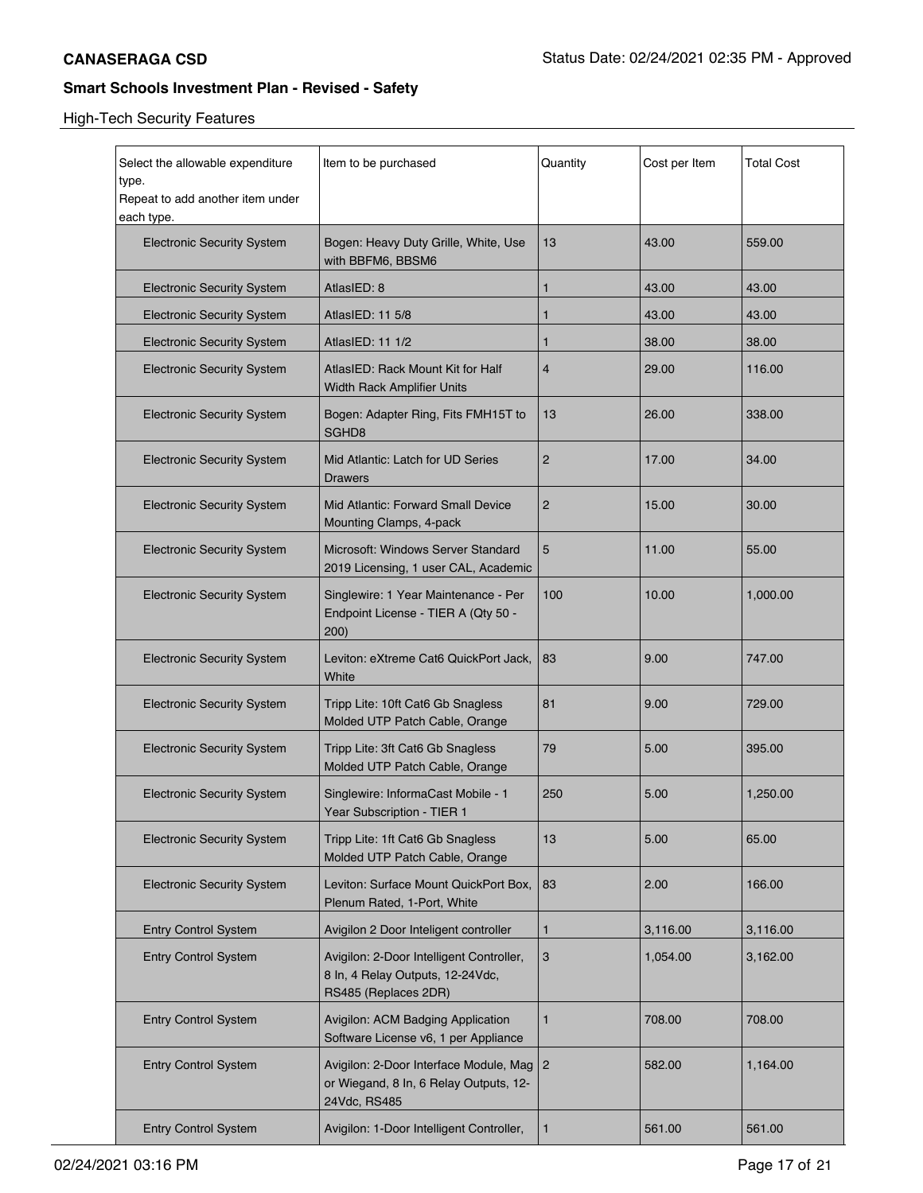**CANASERAGA CSD**

Status Date: 02/24/2021 02:35 PM - Approved

## Smart Schools Investment Plan - Revised - Safety

High-Tech Security Features

| Select the allowable expenditure type. Repeat to add another item under each type. | Item to be purchased | Quantity | Cost per Item | Total Cost |
|---|---|---|---|---|
| Electronic Security System | Bogen: Heavy Duty Grille, White, Use with BBFM6, BBSM6 | 13 | 43.00 | 559.00 |
| Electronic Security System | AtlasIED: 8 | 1 | 43.00 | 43.00 |
| Electronic Security System | AtlasIED: 11 5/8 | 1 | 43.00 | 43.00 |
| Electronic Security System | AtlasIED: 11 1/2 | 1 | 38.00 | 38.00 |
| Electronic Security System | AtlasIED: Rack Mount Kit for Half Width Rack Amplifier Units | 4 | 29.00 | 116.00 |
| Electronic Security System | Bogen: Adapter Ring, Fits FMH15T to SGHD8 | 13 | 26.00 | 338.00 |
| Electronic Security System | Mid Atlantic: Latch for UD Series Drawers | 2 | 17.00 | 34.00 |
| Electronic Security System | Mid Atlantic: Forward Small Device Mounting Clamps, 4-pack | 2 | 15.00 | 30.00 |
| Electronic Security System | Microsoft: Windows Server Standard 2019 Licensing, 1 user CAL, Academic | 5 | 11.00 | 55.00 |
| Electronic Security System | Singlewire: 1 Year Maintenance - Per Endpoint License - TIER A (Qty 50 - 200) | 100 | 10.00 | 1,000.00 |
| Electronic Security System | Leviton: eXtreme Cat6 QuickPort Jack, White | 83 | 9.00 | 747.00 |
| Electronic Security System | Tripp Lite: 10ft Cat6 Gb Snagless Molded UTP Patch Cable, Orange | 81 | 9.00 | 729.00 |
| Electronic Security System | Tripp Lite: 3ft Cat6 Gb Snagless Molded UTP Patch Cable, Orange | 79 | 5.00 | 395.00 |
| Electronic Security System | Singlewire: InformaCast Mobile - 1 Year Subscription - TIER 1 | 250 | 5.00 | 1,250.00 |
| Electronic Security System | Tripp Lite: 1ft Cat6 Gb Snagless Molded UTP Patch Cable, Orange | 13 | 5.00 | 65.00 |
| Electronic Security System | Leviton: Surface Mount QuickPort Box, Plenum Rated, 1-Port, White | 83 | 2.00 | 166.00 |
| Entry Control System | Avigilon 2 Door Inteligent controller | 1 | 3,116.00 | 3,116.00 |
| Entry Control System | Avigilon: 2-Door Intelligent Controller, 8 In, 4 Relay Outputs, 12-24Vdc, RS485 (Replaces 2DR) | 3 | 1,054.00 | 3,162.00 |
| Entry Control System | Avigilon: ACM Badging Application Software License v6, 1 per Appliance | 1 | 708.00 | 708.00 |
| Entry Control System | Avigilon: 2-Door Interface Module, Mag or Wiegand, 8 In, 6 Relay Outputs, 12-24Vdc, RS485 | 2 | 582.00 | 1,164.00 |
| Entry Control System | Avigilon: 1-Door Intelligent Controller, | 1 | 561.00 | 561.00 |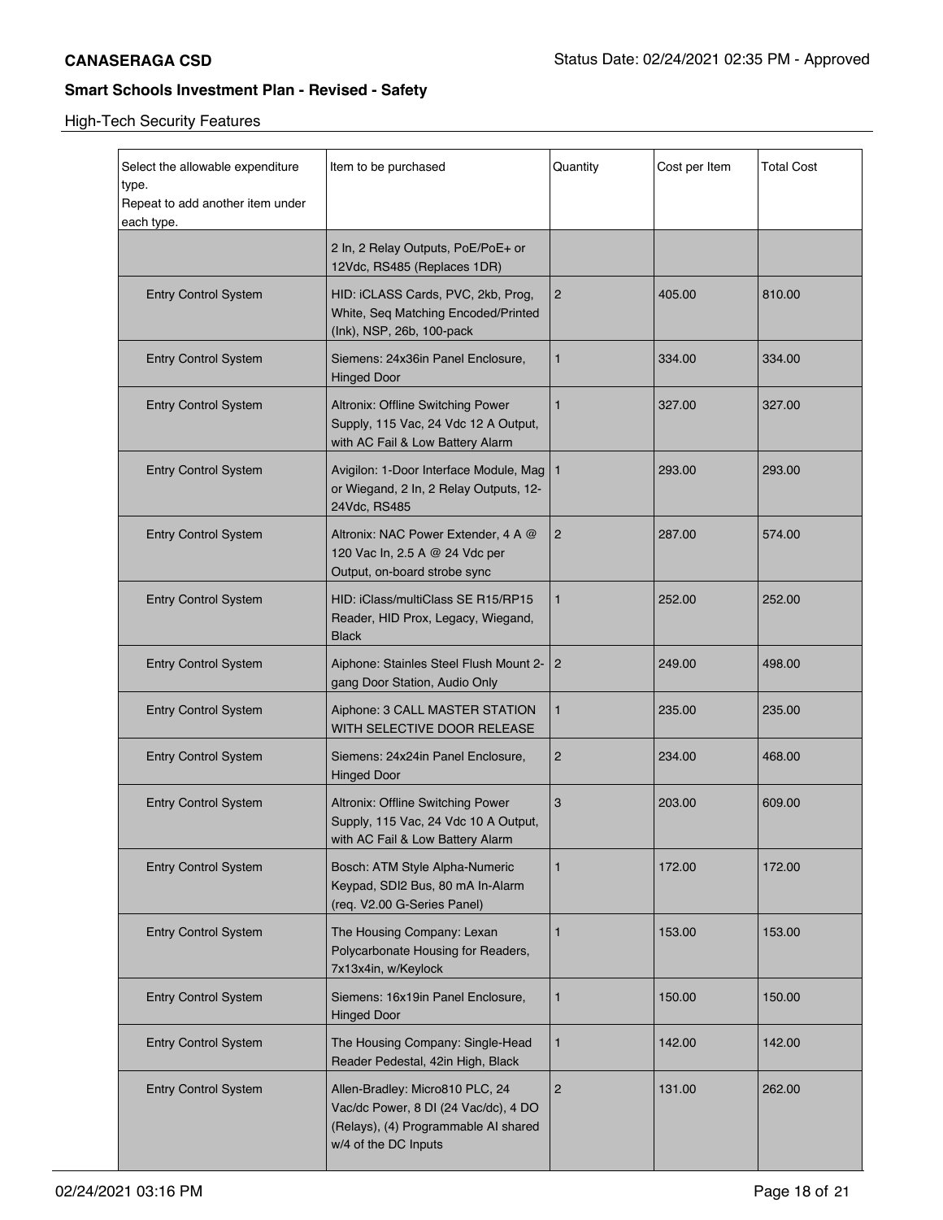**CANASERAGA CSD**

**Smart Schools Investment Plan - Revised - Safety**

High-Tech Security Features

| Select the allowable expenditure type. Repeat to add another item under each type. | Item to be purchased | Quantity | Cost per Item | Total Cost |
|---|---|---|---|---|
| | 2 In, 2 Relay Outputs, PoE/PoE+ or 12Vdc, RS485 (Replaces 1DR) | | | |
| Entry Control System | HID: iCLASS Cards, PVC, 2kb, Prog, White, Seq Matching Encoded/Printed (Ink), NSP, 26b, 100-pack | 2 | 405.00 | 810.00 |
| Entry Control System | Siemens: 24x36in Panel Enclosure, Hinged Door | 1 | 334.00 | 334.00 |
| Entry Control System | Altronix: Offline Switching Power Supply, 115 Vac, 24 Vdc 12 A Output, with AC Fail & Low Battery Alarm | 1 | 327.00 | 327.00 |
| Entry Control System | Avigilon: 1-Door Interface Module, Mag or Wiegand, 2 In, 2 Relay Outputs, 12-24Vdc, RS485 | 1 | 293.00 | 293.00 |
| Entry Control System | Altronix: NAC Power Extender, 4 A @ 120 Vac In, 2.5 A @ 24 Vdc per Output, on-board strobe sync | 2 | 287.00 | 574.00 |
| Entry Control System | HID: iClass/multiClass SE R15/RP15 Reader, HID Prox, Legacy, Wiegand, Black | 1 | 252.00 | 252.00 |
| Entry Control System | Aiphone: Stainles Steel Flush Mount 2-gang Door Station, Audio Only | 2 | 249.00 | 498.00 |
| Entry Control System | Aiphone: 3 CALL MASTER STATION WITH SELECTIVE DOOR RELEASE | 1 | 235.00 | 235.00 |
| Entry Control System | Siemens: 24x24in Panel Enclosure, Hinged Door | 2 | 234.00 | 468.00 |
| Entry Control System | Altronix: Offline Switching Power Supply, 115 Vac, 24 Vdc 10 A Output, with AC Fail & Low Battery Alarm | 3 | 203.00 | 609.00 |
| Entry Control System | Bosch: ATM Style Alpha-Numeric Keypad, SDI2 Bus, 80 mA In-Alarm (req. V2.00 G-Series Panel) | 1 | 172.00 | 172.00 |
| Entry Control System | The Housing Company: Lexan Polycarbonate Housing for Readers, 7x13x4in, w/Keylock | 1 | 153.00 | 153.00 |
| Entry Control System | Siemens: 16x19in Panel Enclosure, Hinged Door | 1 | 150.00 | 150.00 |
| Entry Control System | The Housing Company: Single-Head Reader Pedestal, 42in High, Black | 1 | 142.00 | 142.00 |
| Entry Control System | Allen-Bradley: Micro810 PLC, 24 Vac/dc Power, 8 DI (24 Vac/dc), 4 DO (Relays), (4) Programmable AI shared w/4 of the DC Inputs | 2 | 131.00 | 262.00 |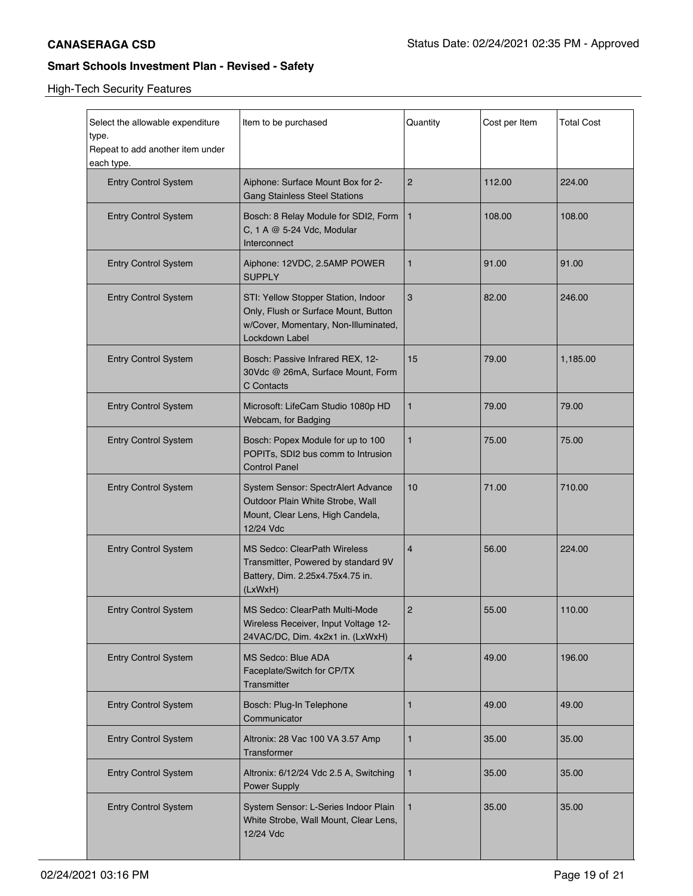## High-Tech Security Features

| Select the allowable expenditure type. Repeat to add another item under each type. | Item to be purchased | Quantity | Cost per Item | Total Cost |
|---|---|---|---|---|
| Entry Control System | Aiphone: Surface Mount Box for 2-Gang Stainless Steel Stations | 2 | 112.00 | 224.00 |
| Entry Control System | Bosch: 8 Relay Module for SDI2, Form C, 1 A @ 5-24 Vdc, Modular Interconnect | 1 | 108.00 | 108.00 |
| Entry Control System | Aiphone: 12VDC, 2.5AMP POWER SUPPLY | 1 | 91.00 | 91.00 |
| Entry Control System | STI: Yellow Stopper Station, Indoor Only, Flush or Surface Mount, Button w/Cover, Momentary, Non-Illuminated, Lockdown Label | 3 | 82.00 | 246.00 |
| Entry Control System | Bosch: Passive Infrared REX, 12-30Vdc @ 26mA, Surface Mount, Form C Contacts | 15 | 79.00 | 1,185.00 |
| Entry Control System | Microsoft: LifeCam Studio 1080p HD Webcam, for Badging | 1 | 79.00 | 79.00 |
| Entry Control System | Bosch: Popex Module for up to 100 POPITs, SDI2 bus comm to Intrusion Control Panel | 1 | 75.00 | 75.00 |
| Entry Control System | System Sensor: SpectrAlert Advance Outdoor Plain White Strobe, Wall Mount, Clear Lens, High Candela, 12/24 Vdc | 10 | 71.00 | 710.00 |
| Entry Control System | MS Sedco: ClearPath Wireless Transmitter, Powered by standard 9V Battery, Dim. 2.25x4.75x4.75 in. (LxWxH) | 4 | 56.00 | 224.00 |
| Entry Control System | MS Sedco: ClearPath Multi-Mode Wireless Receiver, Input Voltage 12-24VAC/DC, Dim. 4x2x1 in. (LxWxH) | 2 | 55.00 | 110.00 |
| Entry Control System | MS Sedco: Blue ADA Faceplate/Switch for CP/TX Transmitter | 4 | 49.00 | 196.00 |
| Entry Control System | Bosch: Plug-In Telephone Communicator | 1 | 49.00 | 49.00 |
| Entry Control System | Altronix: 28 Vac 100 VA 3.57 Amp Transformer | 1 | 35.00 | 35.00 |
| Entry Control System | Altronix: 6/12/24 Vdc 2.5 A, Switching Power Supply | 1 | 35.00 | 35.00 |
| Entry Control System | System Sensor: L-Series Indoor Plain White Strobe, Wall Mount, Clear Lens, 12/24 Vdc | 1 | 35.00 | 35.00 |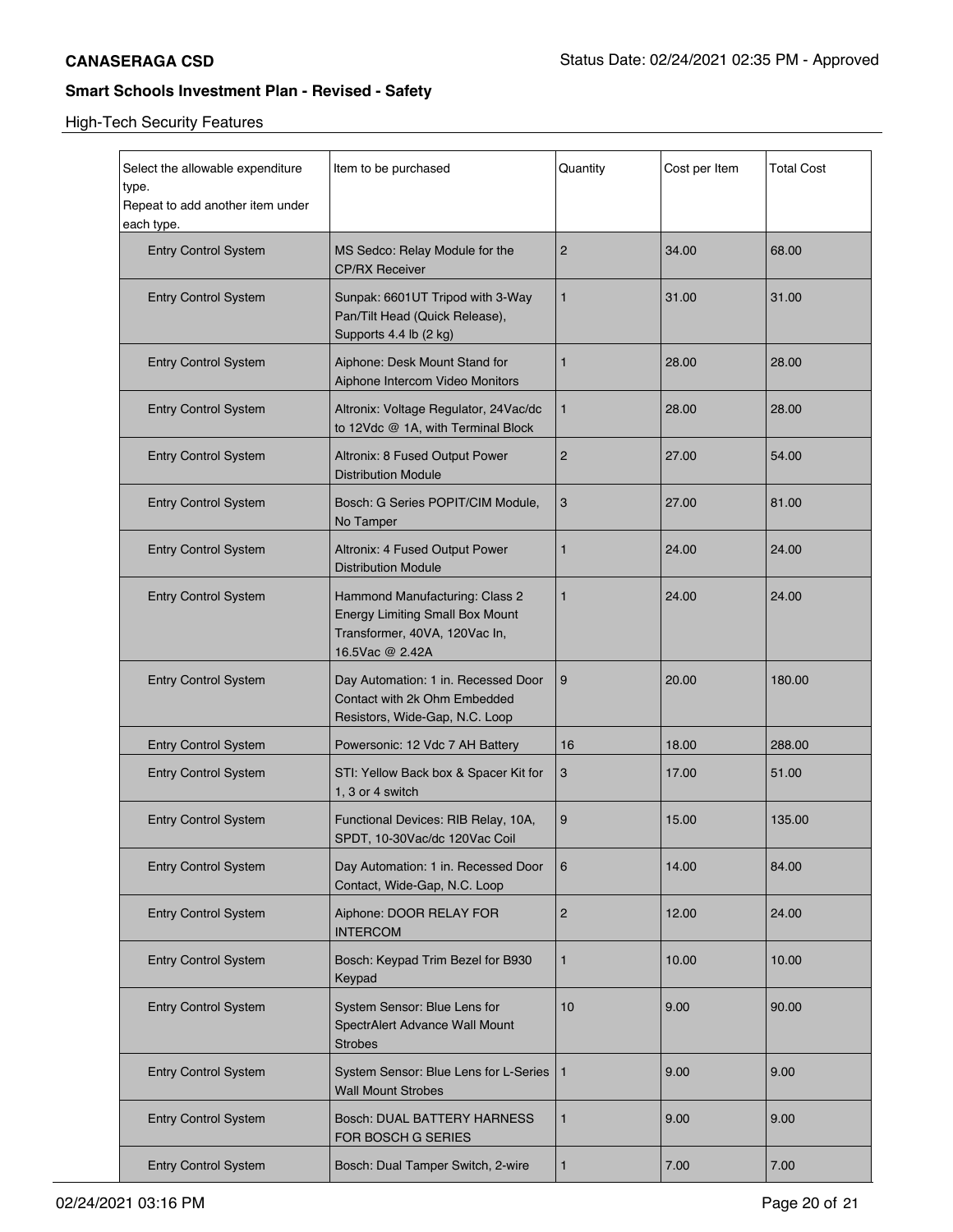## High-Tech Security Features

| Select the allowable expenditure type. Repeat to add another item under each type. | Item to be purchased | Quantity | Cost per Item | Total Cost |
|---|---|---|---|---|
| Entry Control System | MS Sedco: Relay Module for the CP/RX Receiver | 2 | 34.00 | 68.00 |
| Entry Control System | Sunpak: 6601UT Tripod with 3-Way Pan/Tilt Head (Quick Release), Supports 4.4 lb (2 kg) | 1 | 31.00 | 31.00 |
| Entry Control System | Aiphone: Desk Mount Stand for Aiphone Intercom Video Monitors | 1 | 28.00 | 28.00 |
| Entry Control System | Altronix: Voltage Regulator, 24Vac/dc to 12Vdc @ 1A, with Terminal Block | 1 | 28.00 | 28.00 |
| Entry Control System | Altronix: 8 Fused Output Power Distribution Module | 2 | 27.00 | 54.00 |
| Entry Control System | Bosch: G Series POPIT/CIM Module, No Tamper | 3 | 27.00 | 81.00 |
| Entry Control System | Altronix: 4 Fused Output Power Distribution Module | 1 | 24.00 | 24.00 |
| Entry Control System | Hammond Manufacturing: Class 2 Energy Limiting Small Box Mount Transformer, 40VA, 120Vac In, 16.5Vac @ 2.42A | 1 | 24.00 | 24.00 |
| Entry Control System | Day Automation: 1 in. Recessed Door Contact with 2k Ohm Embedded Resistors, Wide-Gap, N.C. Loop | 9 | 20.00 | 180.00 |
| Entry Control System | Powersonic: 12 Vdc 7 AH Battery | 16 | 18.00 | 288.00 |
| Entry Control System | STI: Yellow Back box & Spacer Kit for 1, 3 or 4 switch | 3 | 17.00 | 51.00 |
| Entry Control System | Functional Devices: RIB Relay, 10A, SPDT, 10-30Vac/dc 120Vac Coil | 9 | 15.00 | 135.00 |
| Entry Control System | Day Automation: 1 in. Recessed Door Contact, Wide-Gap, N.C. Loop | 6 | 14.00 | 84.00 |
| Entry Control System | Aiphone: DOOR RELAY FOR INTERCOM | 2 | 12.00 | 24.00 |
| Entry Control System | Bosch: Keypad Trim Bezel for B930 Keypad | 1 | 10.00 | 10.00 |
| Entry Control System | System Sensor: Blue Lens for SpectrAlert Advance Wall Mount Strobes | 10 | 9.00 | 90.00 |
| Entry Control System | System Sensor: Blue Lens for L-Series Wall Mount Strobes | 1 | 9.00 | 9.00 |
| Entry Control System | Bosch: DUAL BATTERY HARNESS FOR BOSCH G SERIES | 1 | 9.00 | 9.00 |
| Entry Control System | Bosch: Dual Tamper Switch, 2-wire | 1 | 7.00 | 7.00 |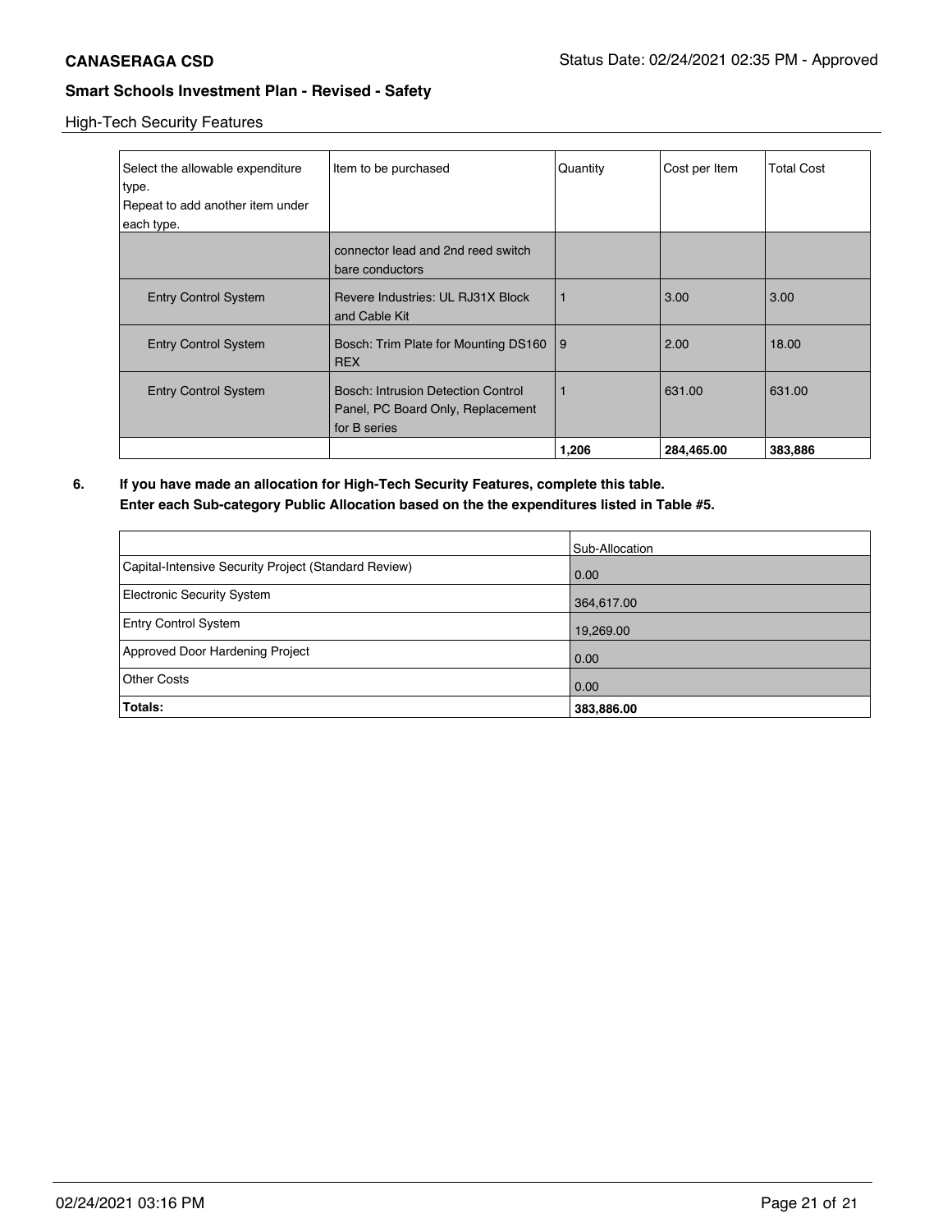## High-Tech Security Features

| Select the allowable expenditure type.<br>Repeat to add another item under each type. | Item to be purchased | Quantity | Cost per Item | Total Cost |
|---|---|---|---|---|
| | connector lead and 2nd reed switch bare conductors | | | |
| Entry Control System | Revere Industries: UL RJ31X Block and Cable Kit | 1 | 3.00 | 3.00 |
| Entry Control System | Bosch: Trim Plate for Mounting DS160 REX | 9 | 2.00 | 18.00 |
| Entry Control System | Bosch: Intrusion Detection Control Panel, PC Board Only, Replacement for B series | 1 | 631.00 | 631.00 |
| | | **1,206** | **284,465.00** | **383,886** |

**6. If you have made an allocation for High-Tech Security Features, complete this table. Enter each Sub-category Public Allocation based on the the expenditures listed in Table #5.**

| | Sub-Allocation |
|---|---|
| Capital-Intensive Security Project (Standard Review) | 0.00 |
| Electronic Security System | 364,617.00 |
| Entry Control System | 19,269.00 |
| Approved Door Hardening Project | 0.00 |
| Other Costs | 0.00 |
| **Totals:** | **383,886.00** |